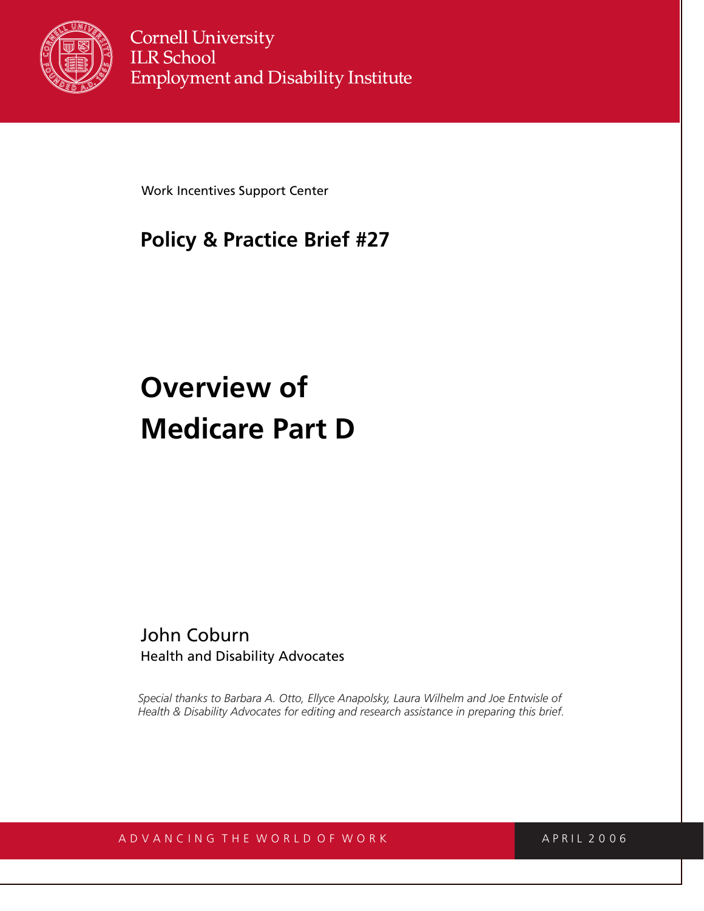Cornell University
ILR School
Employment and Disability Institute

Work Incentives Support Center

**Policy & Practice Brief #27**

# Overview of Medicare Part D

John Coburn
Health and Disability Advocates

*Special thanks to Barbara A. Otto, Ellyce Anapolsky, Laura Wilhelm and Joe Entwisle of Health & Disability Advocates for editing and research assistance in preparing this brief.*

ADVANCING THE WORLD OF WORK

APRIL 2006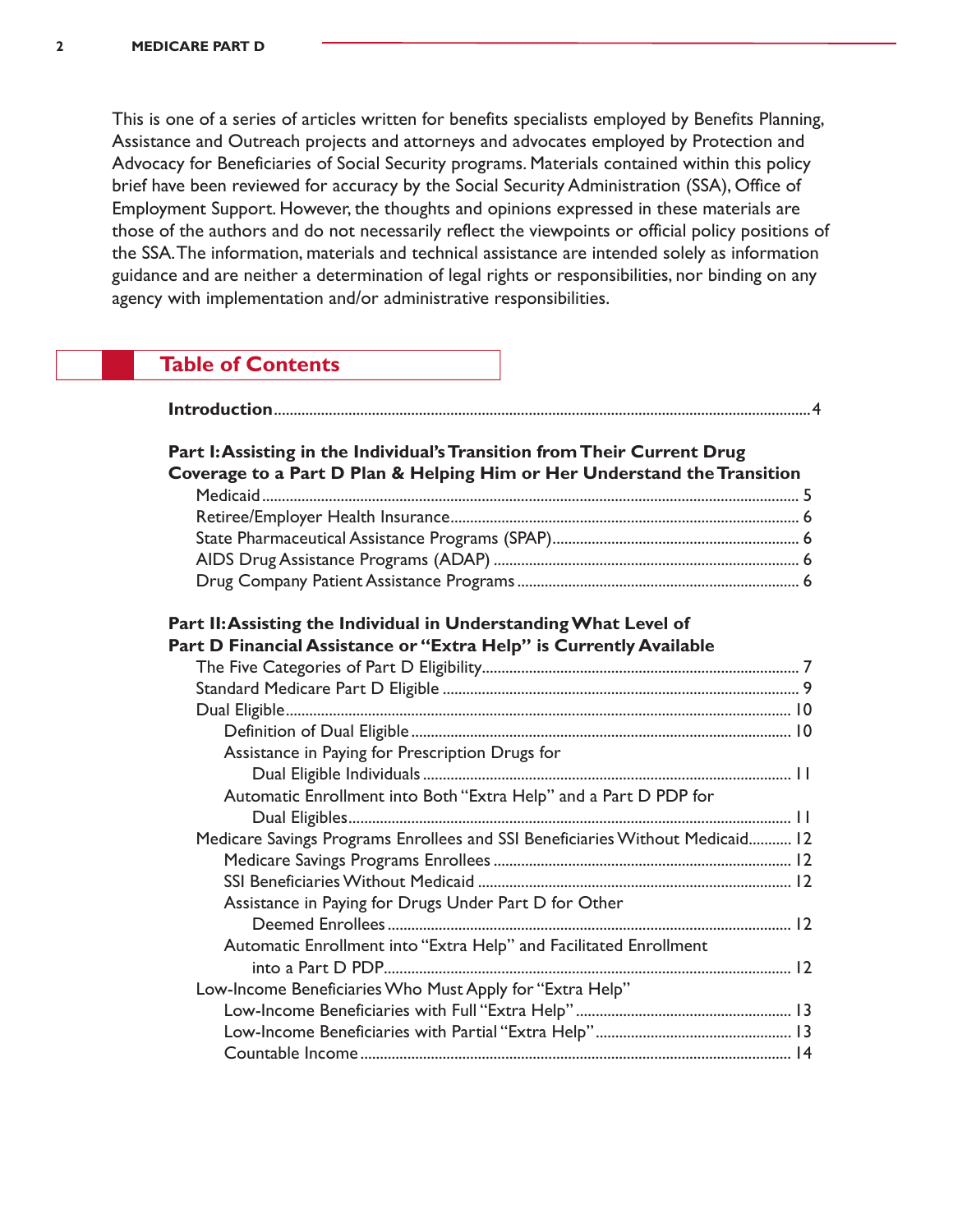This is one of a series of articles written for benefits specialists employed by Benefits Planning, Assistance and Outreach projects and attorneys and advocates employed by Protection and Advocacy for Beneficiaries of Social Security programs. Materials contained within this policy brief have been reviewed for accuracy by the Social Security Administration (SSA), Office of Employment Support. However, the thoughts and opinions expressed in these materials are those of the authors and do not necessarily reflect the viewpoints or official policy positions of the SSA. The information, materials and technical assistance are intended solely as information guidance and are neither a determination of legal rights or responsibilities, nor binding on any agency with implementation and/or administrative responsibilities.

## Table of Contents

**Introduction** ........ 4

**Part I: Assisting in the Individual's Transition from Their Current Drug Coverage to a Part D Plan & Helping Him or Her Understand the Transition**

- Medicaid ........ 5
- Retiree/Employer Health Insurance ........ 6
- State Pharmaceutical Assistance Programs (SPAP) ........ 6
- AIDS Drug Assistance Programs (ADAP) ........ 6
- Drug Company Patient Assistance Programs ........ 6

**Part II: Assisting the Individual in Understanding What Level of Part D Financial Assistance or "Extra Help" is Currently Available**

- The Five Categories of Part D Eligibility ........ 7
- Standard Medicare Part D Eligible ........ 9
- Dual Eligible ........ 10
  - Definition of Dual Eligible ........ 10
  - Assistance in Paying for Prescription Drugs for Dual Eligible Individuals ........ 11
  - Automatic Enrollment into Both "Extra Help" and a Part D PDP for Dual Eligibles ........ 11
- Medicare Savings Programs Enrollees and SSI Beneficiaries Without Medicaid ........ 12
  - Medicare Savings Programs Enrollees ........ 12
  - SSI Beneficiaries Without Medicaid ........ 12
  - Assistance in Paying for Drugs Under Part D for Other Deemed Enrollees ........ 12
  - Automatic Enrollment into "Extra Help" and Facilitated Enrollment into a Part D PDP ........ 12
- Low-Income Beneficiaries Who Must Apply for "Extra Help"
  - Low-Income Beneficiaries with Full "Extra Help" ........ 13
  - Low-Income Beneficiaries with Partial "Extra Help" ........ 13
  - Countable Income ........ 14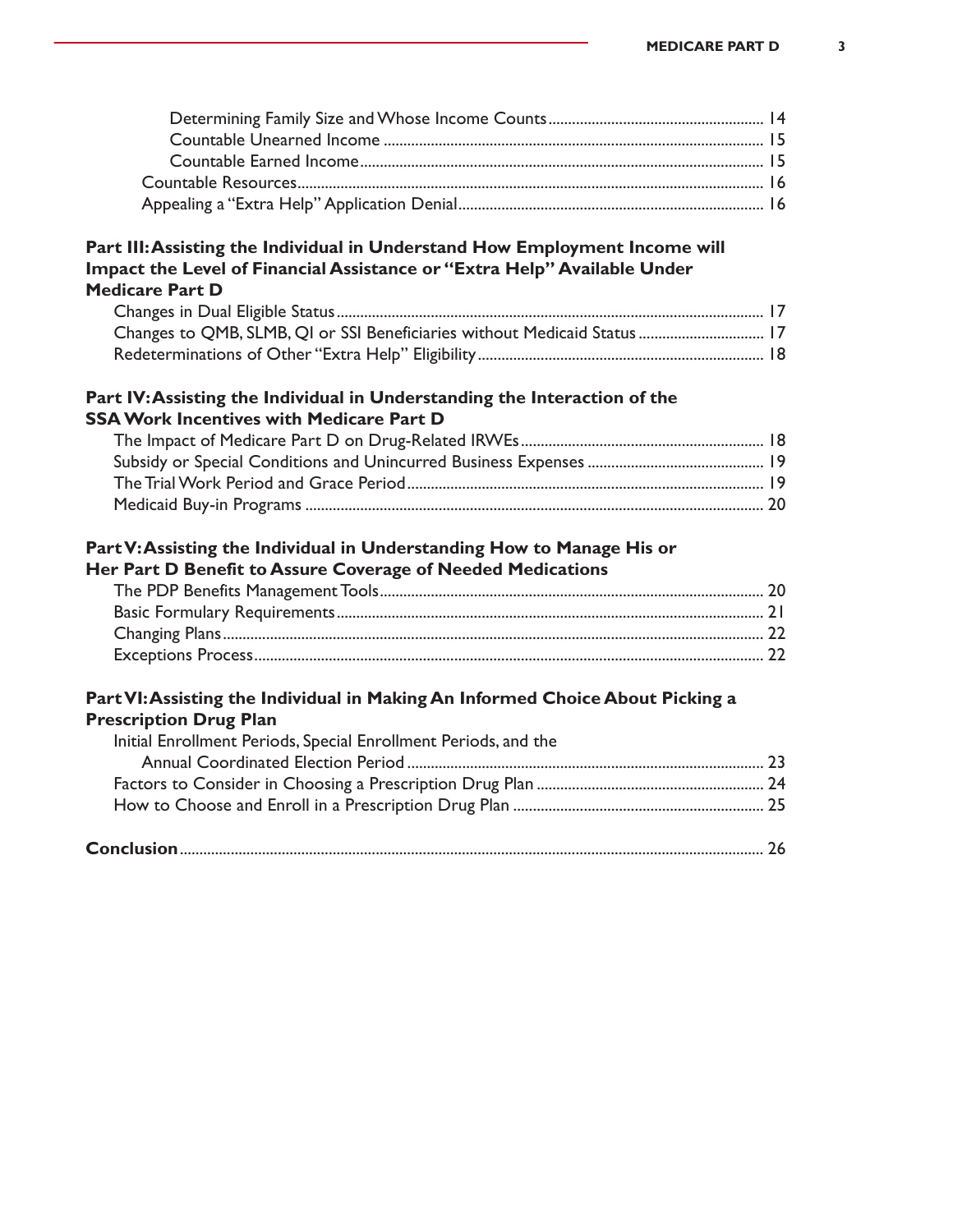Determining Family Size and Whose Income Counts ........ 14
Countable Unearned Income ........ 15
Countable Earned Income ........ 15
Countable Resources ........ 16
Appealing a "Extra Help" Application Denial ........ 16

**Part III: Assisting the Individual in Understand How Employment Income will Impact the Level of Financial Assistance or "Extra Help" Available Under Medicare Part D**

Changes in Dual Eligible Status ........ 17
Changes to QMB, SLMB, QI or SSI Beneficiaries without Medicaid Status ........ 17
Redeterminations of Other "Extra Help" Eligibility ........ 18

**Part IV: Assisting the Individual in Understanding the Interaction of the SSA Work Incentives with Medicare Part D**

The Impact of Medicare Part D on Drug-Related IRWEs ........ 18
Subsidy or Special Conditions and Unincurred Business Expenses ........ 19
The Trial Work Period and Grace Period ........ 19
Medicaid Buy-in Programs ........ 20

**Part V: Assisting the Individual in Understanding How to Manage His or Her Part D Benefit to Assure Coverage of Needed Medications**

The PDP Benefits Management Tools ........ 20
Basic Formulary Requirements ........ 21
Changing Plans ........ 22
Exceptions Process ........ 22

**Part VI: Assisting the Individual in Making An Informed Choice About Picking a Prescription Drug Plan**

Initial Enrollment Periods, Special Enrollment Periods, and the Annual Coordinated Election Period ........ 23
Factors to Consider in Choosing a Prescription Drug Plan ........ 24
How to Choose and Enroll in a Prescription Drug Plan ........ 25

**Conclusion** ........ 26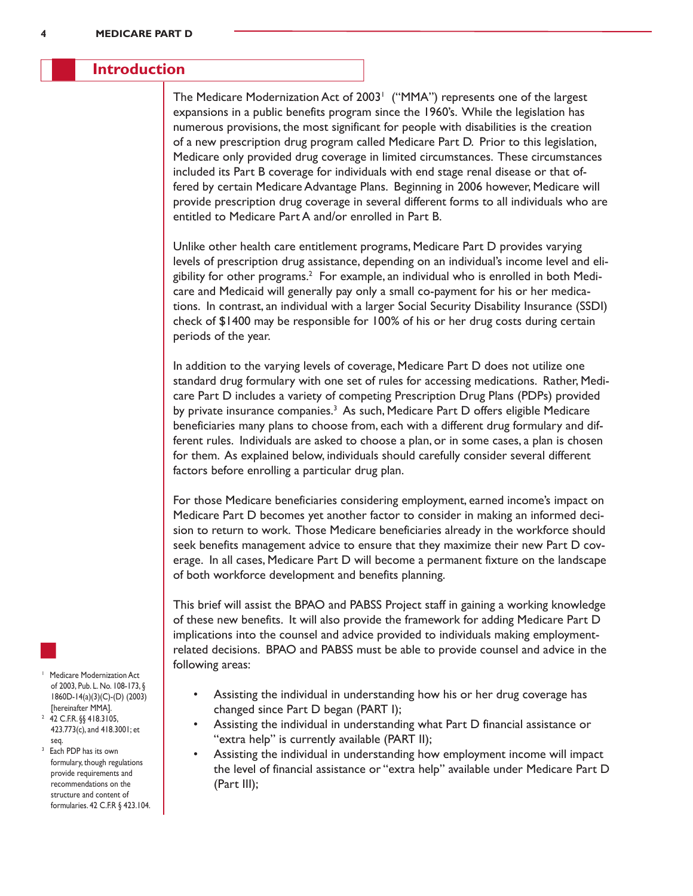## Introduction

The Medicare Modernization Act of 2003[1] ("MMA") represents one of the largest expansions in a public benefits program since the 1960's. While the legislation has numerous provisions, the most significant for people with disabilities is the creation of a new prescription drug program called Medicare Part D. Prior to this legislation, Medicare only provided drug coverage in limited circumstances. These circumstances included its Part B coverage for individuals with end stage renal disease or that offered by certain Medicare Advantage Plans. Beginning in 2006 however, Medicare will provide prescription drug coverage in several different forms to all individuals who are entitled to Medicare Part A and/or enrolled in Part B.

Unlike other health care entitlement programs, Medicare Part D provides varying levels of prescription drug assistance, depending on an individual's income level and eligibility for other programs.[2] For example, an individual who is enrolled in both Medicare and Medicaid will generally pay only a small co-payment for his or her medications. In contrast, an individual with a larger Social Security Disability Insurance (SSDI) check of $1400 may be responsible for 100% of his or her drug costs during certain periods of the year.

In addition to the varying levels of coverage, Medicare Part D does not utilize one standard drug formulary with one set of rules for accessing medications. Rather, Medicare Part D includes a variety of competing Prescription Drug Plans (PDPs) provided by private insurance companies.[3] As such, Medicare Part D offers eligible Medicare beneficiaries many plans to choose from, each with a different drug formulary and different rules. Individuals are asked to choose a plan, or in some cases, a plan is chosen for them. As explained below, individuals should carefully consider several different factors before enrolling a particular drug plan.

For those Medicare beneficiaries considering employment, earned income's impact on Medicare Part D becomes yet another factor to consider in making an informed decision to return to work. Those Medicare beneficiaries already in the workforce should seek benefits management advice to ensure that they maximize their new Part D coverage. In all cases, Medicare Part D will become a permanent fixture on the landscape of both workforce development and benefits planning.

This brief will assist the BPAO and PABSS Project staff in gaining a working knowledge of these new benefits. It will also provide the framework for adding Medicare Part D implications into the counsel and advice provided to individuals making employment-related decisions. BPAO and PABSS must be able to provide counsel and advice in the following areas:

- Assisting the individual in understanding how his or her drug coverage has changed since Part D began (PART I);
- Assisting the individual in understanding what Part D financial assistance or "extra help" is currently available (PART II);
- Assisting the individual in understanding how employment income will impact the level of financial assistance or "extra help" available under Medicare Part D (Part III);

[1] Medicare Modernization Act of 2003, Pub. L. No. 108-173, § 1860D-14(a)(3)(C)-(D) (2003) [hereinafter MMA].

[2] 42 C.F.R. §§ 418.3105, 423.773(c), and 418.3001; et seq.

[3] Each PDP has its own formulary, though regulations provide requirements and recommendations on the structure and content of formularies. 42 C.F.R § 423.104.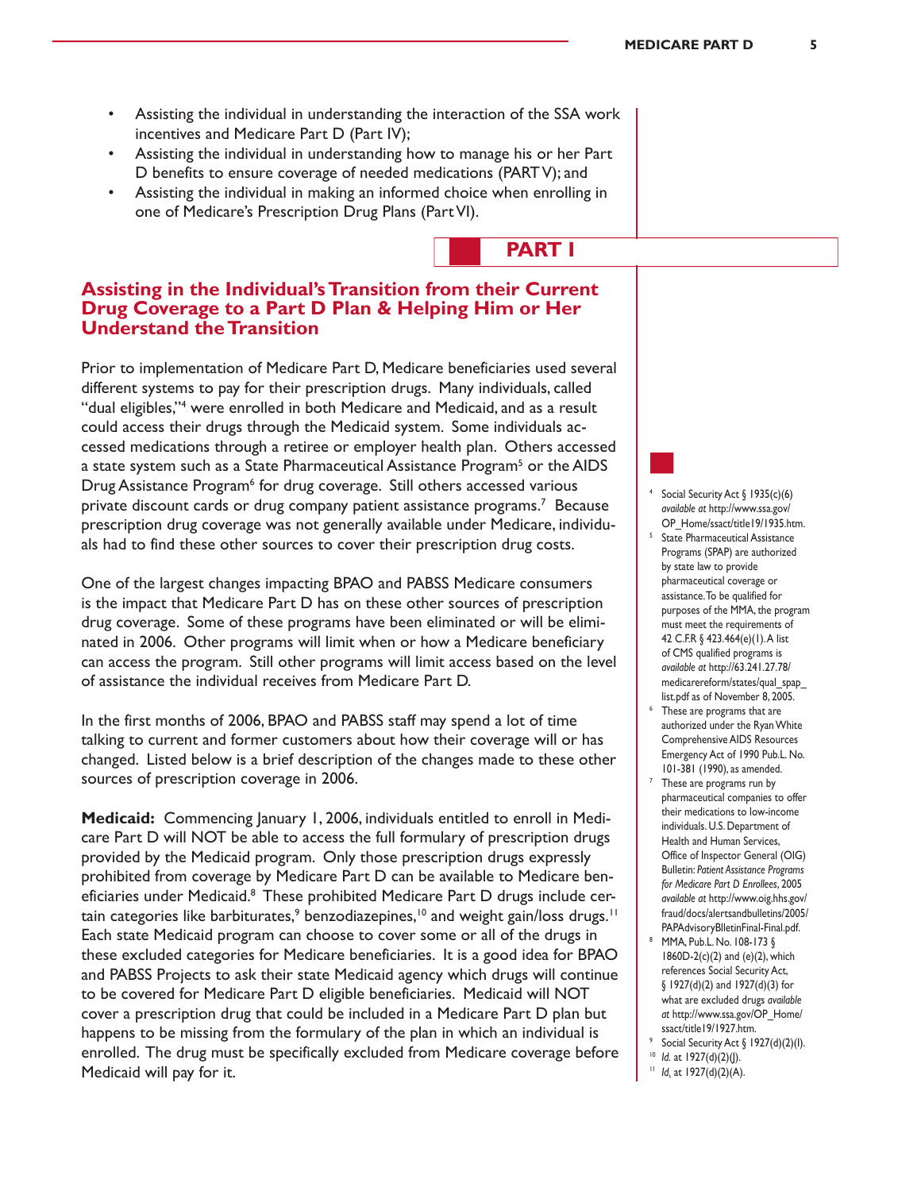- Assisting the individual in understanding the interaction of the SSA work incentives and Medicare Part D (Part IV);
- Assisting the individual in understanding how to manage his or her Part D benefits to ensure coverage of needed medications (PART V); and
- Assisting the individual in making an informed choice when enrolling in one of Medicare's Prescription Drug Plans (Part VI).

# PART I

## Assisting in the Individual's Transition from their Current Drug Coverage to a Part D Plan & Helping Him or Her Understand the Transition

Prior to implementation of Medicare Part D, Medicare beneficiaries used several different systems to pay for their prescription drugs. Many individuals, called "dual eligibles,"[4] were enrolled in both Medicare and Medicaid, and as a result could access their drugs through the Medicaid system. Some individuals accessed medications through a retiree or employer health plan. Others accessed a state system such as a State Pharmaceutical Assistance Program[5] or the AIDS Drug Assistance Program[6] for drug coverage. Still others accessed various private discount cards or drug company patient assistance programs.[7] Because prescription drug coverage was not generally available under Medicare, individuals had to find these other sources to cover their prescription drug costs.

One of the largest changes impacting BPAO and PABSS Medicare consumers is the impact that Medicare Part D has on these other sources of prescription drug coverage. Some of these programs have been eliminated or will be eliminated in 2006. Other programs will limit when or how a Medicare beneficiary can access the program. Still other programs will limit access based on the level of assistance the individual receives from Medicare Part D.

In the first months of 2006, BPAO and PABSS staff may spend a lot of time talking to current and former customers about how their coverage will or has changed. Listed below is a brief description of the changes made to these other sources of prescription coverage in 2006.

**Medicaid:** Commencing January 1, 2006, individuals entitled to enroll in Medicare Part D will NOT be able to access the full formulary of prescription drugs provided by the Medicaid program. Only those prescription drugs expressly prohibited from coverage by Medicare Part D can be available to Medicare beneficiaries under Medicaid.[8] These prohibited Medicare Part D drugs include certain categories like barbiturates,[9] benzodiazepines,[10] and weight gain/loss drugs.[11] Each state Medicaid program can choose to cover some or all of the drugs in these excluded categories for Medicare beneficiaries. It is a good idea for BPAO and PABSS Projects to ask their state Medicaid agency which drugs will continue to be covered for Medicare Part D eligible beneficiaries. Medicaid will NOT cover a prescription drug that could be included in a Medicare Part D plan but happens to be missing from the formulary of the plan in which an individual is enrolled. The drug must be specifically excluded from Medicare coverage before Medicaid will pay for it.

---

[4] Social Security Act § 1935(c)(6) *available at* http://www.ssa.gov/OP_Home/ssact/title19/1935.htm.

[5] State Pharmaceutical Assistance Programs (SPAP) are authorized by state law to provide pharmaceutical coverage or assistance. To be qualified for purposes of the MMA, the program must meet the requirements of 42 C.F.R § 423.464(e)(1). A list of CMS qualified programs is *available at* http://63.241.27.78/medicarereform/states/qual_spap_list.pdf as of November 8, 2005.

[6] These are programs that are authorized under the Ryan White Comprehensive AIDS Resources Emergency Act of 1990 Pub.L. No. 101-381 (1990), as amended.

[7] These are programs run by pharmaceutical companies to offer their medications to low-income individuals. U.S. Department of Health and Human Services, Office of Inspector General (OIG) Bulletin: *Patient Assistance Programs for Medicare Part D Enrollees*, 2005 *available at* http://www.oig.hhs.gov/fraud/docs/alertsandbulletins/2005/PAPAdvisoryBlletinFinal-Final.pdf.

[8] MMA, Pub.L. No. 108-173 § 1860D-2(c)(2) and (e)(2), which references Social Security Act, § 1927(d)(2) and 1927(d)(3) for what are excluded drugs *available at* http://www.ssa.gov/OP_Home/ssact/title19/1927.htm.

[9] Social Security Act § 1927(d)(2)(I).

[10] *Id.* at 1927(d)(2)(J).

[11] *Id.* at 1927(d)(2)(A).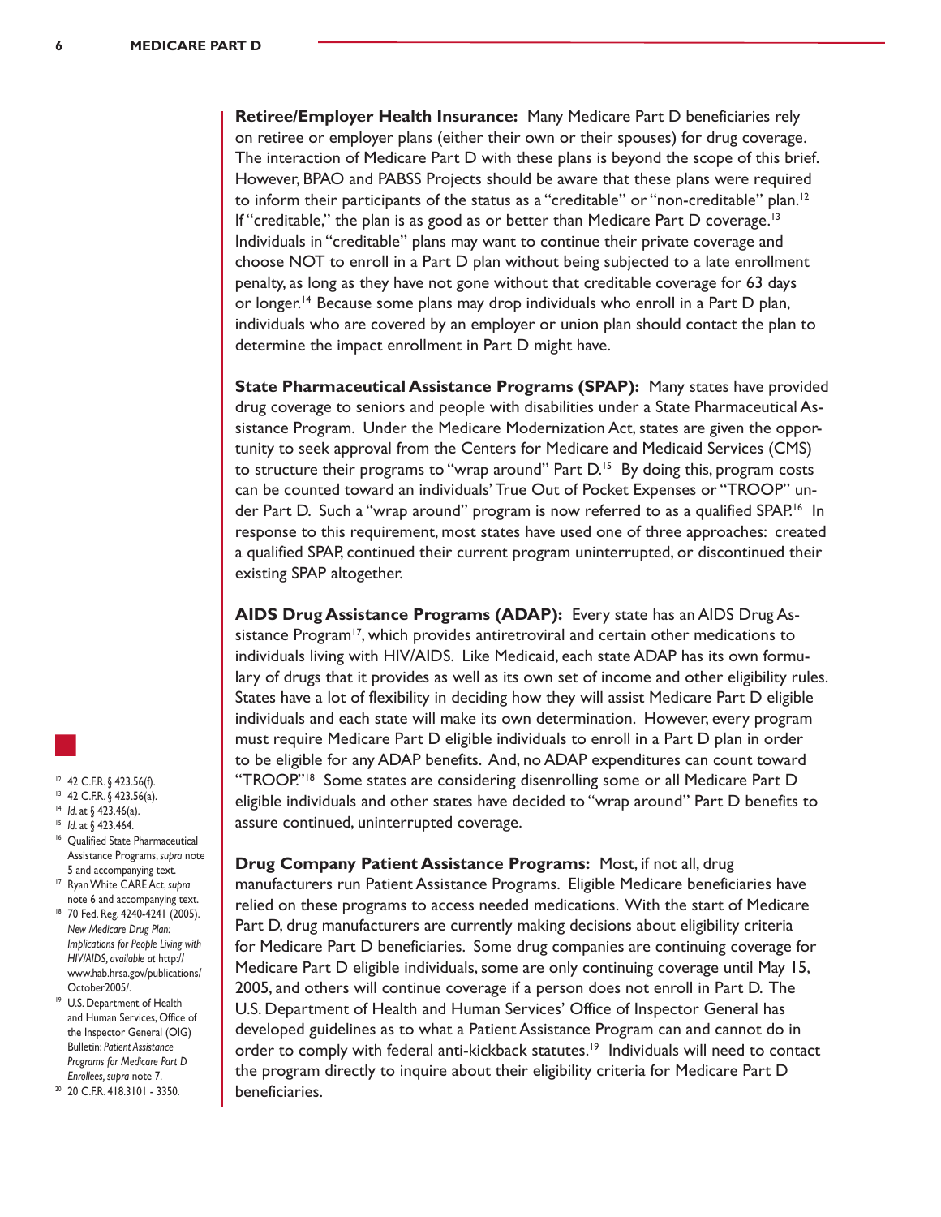**Retiree/Employer Health Insurance:** Many Medicare Part D beneficiaries rely on retiree or employer plans (either their own or their spouses) for drug coverage. The interaction of Medicare Part D with these plans is beyond the scope of this brief. However, BPAO and PABSS Projects should be aware that these plans were required to inform their participants of the status as a "creditable" or "non-creditable" plan.[12] If "creditable," the plan is as good as or better than Medicare Part D coverage.[13] Individuals in "creditable" plans may want to continue their private coverage and choose NOT to enroll in a Part D plan without being subjected to a late enrollment penalty, as long as they have not gone without that creditable coverage for 63 days or longer.[14] Because some plans may drop individuals who enroll in a Part D plan, individuals who are covered by an employer or union plan should contact the plan to determine the impact enrollment in Part D might have.

**State Pharmaceutical Assistance Programs (SPAP):** Many states have provided drug coverage to seniors and people with disabilities under a State Pharmaceutical Assistance Program. Under the Medicare Modernization Act, states are given the opportunity to seek approval from the Centers for Medicare and Medicaid Services (CMS) to structure their programs to "wrap around" Part D.[15] By doing this, program costs can be counted toward an individuals' True Out of Pocket Expenses or "TROOP" under Part D. Such a "wrap around" program is now referred to as a qualified SPAP.[16] In response to this requirement, most states have used one of three approaches: created a qualified SPAP, continued their current program uninterrupted, or discontinued their existing SPAP altogether.

**AIDS Drug Assistance Programs (ADAP):** Every state has an AIDS Drug Assistance Program[17], which provides antiretroviral and certain other medications to individuals living with HIV/AIDS. Like Medicaid, each state ADAP has its own formulary of drugs that it provides as well as its own set of income and other eligibility rules. States have a lot of flexibility in deciding how they will assist Medicare Part D eligible individuals and each state will make its own determination. However, every program must require Medicare Part D eligible individuals to enroll in a Part D plan in order to be eligible for any ADAP benefits. And, no ADAP expenditures can count toward "TROOP."[18] Some states are considering disenrolling some or all Medicare Part D eligible individuals and other states have decided to "wrap around" Part D benefits to assure continued, uninterrupted coverage.

**Drug Company Patient Assistance Programs:** Most, if not all, drug manufacturers run Patient Assistance Programs. Eligible Medicare beneficiaries have relied on these programs to access needed medications. With the start of Medicare Part D, drug manufacturers are currently making decisions about eligibility criteria for Medicare Part D beneficiaries. Some drug companies are continuing coverage for Medicare Part D eligible individuals, some are only continuing coverage until May 15, 2005, and others will continue coverage if a person does not enroll in Part D. The U.S. Department of Health and Human Services' Office of Inspector General has developed guidelines as to what a Patient Assistance Program can and cannot do in order to comply with federal anti-kickback statutes.[19] Individuals will need to contact the program directly to inquire about their eligibility criteria for Medicare Part D beneficiaries.

---

[12] 42 C.F.R. § 423.56(f).

[13] 42 C.F.R. § 423.56(a).

[14] *Id.* at § 423.46(a).

[15] *Id.* at § 423.464.

[16] Qualified State Pharmaceutical Assistance Programs, *supra* note 5 and accompanying text.

[17] Ryan White CARE Act, *supra* note 6 and accompanying text.

[18] 70 Fed. Reg. 4240-4241 (2005). *New Medicare Drug Plan: Implications for People Living with HIV/AIDS, available at* http://www.hab.hrsa.gov/publications/October2005/.

[19] U.S. Department of Health and Human Services, Office of the Inspector General (OIG) Bulletin: *Patient Assistance Programs for Medicare Part D Enrollees*, *supra* note 7.

[20] 20 C.F.R. 418.3101 - 3350.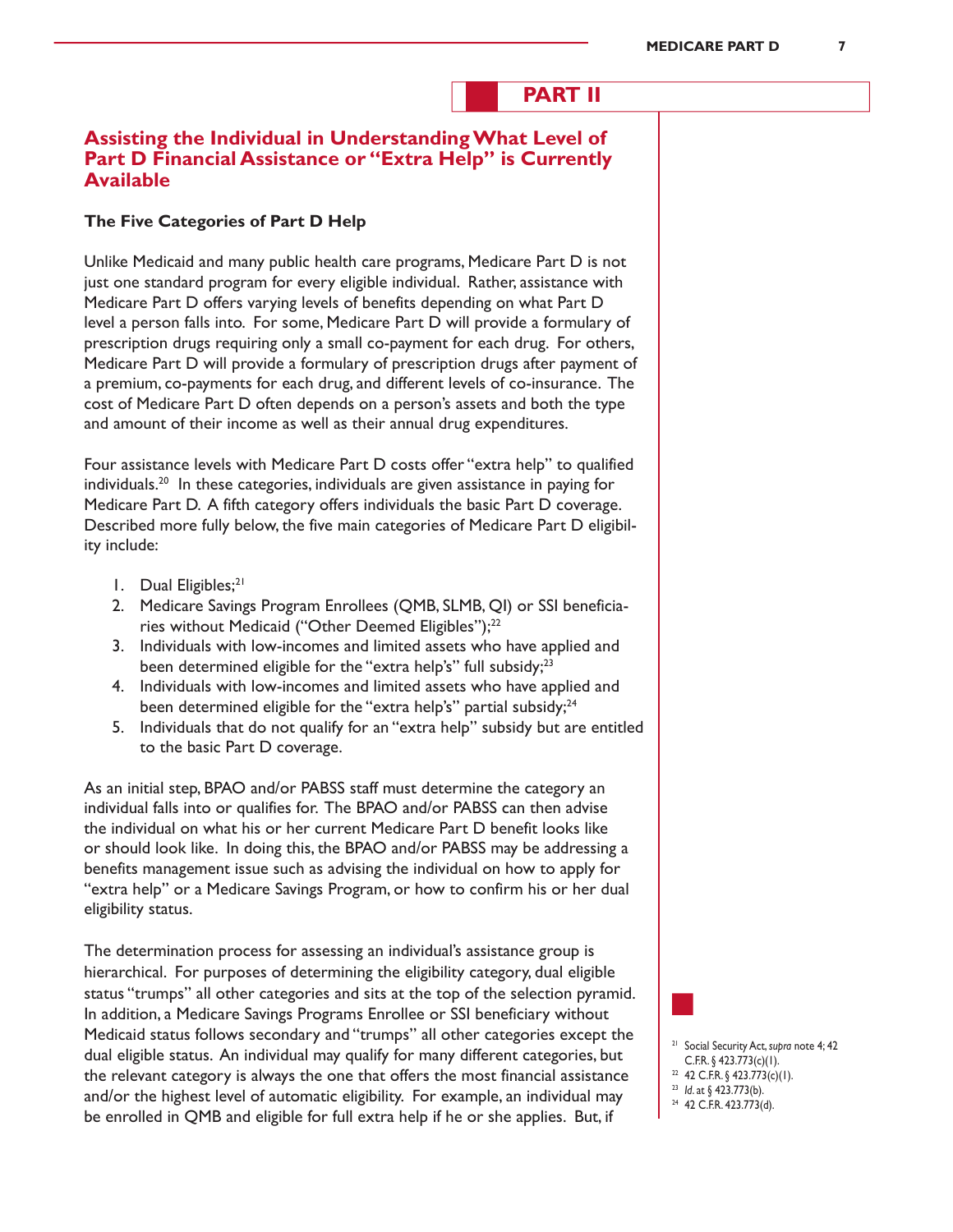## PART II

### Assisting the Individual in Understanding What Level of Part D Financial Assistance or "Extra Help" is Currently Available

**The Five Categories of Part D Help**

Unlike Medicaid and many public health care programs, Medicare Part D is not just one standard program for every eligible individual. Rather, assistance with Medicare Part D offers varying levels of benefits depending on what Part D level a person falls into. For some, Medicare Part D will provide a formulary of prescription drugs requiring only a small co-payment for each drug. For others, Medicare Part D will provide a formulary of prescription drugs after payment of a premium, co-payments for each drug, and different levels of co-insurance. The cost of Medicare Part D often depends on a person's assets and both the type and amount of their income as well as their annual drug expenditures.

Four assistance levels with Medicare Part D costs offer "extra help" to qualified individuals.[20] In these categories, individuals are given assistance in paying for Medicare Part D. A fifth category offers individuals the basic Part D coverage. Described more fully below, the five main categories of Medicare Part D eligibility include:

1. Dual Eligibles;[21]
2. Medicare Savings Program Enrollees (QMB, SLMB, QI) or SSI beneficiaries without Medicaid ("Other Deemed Eligibles");[22]
3. Individuals with low-incomes and limited assets who have applied and been determined eligible for the "extra help's" full subsidy;[23]
4. Individuals with low-incomes and limited assets who have applied and been determined eligible for the "extra help's" partial subsidy;[24]
5. Individuals that do not qualify for an "extra help" subsidy but are entitled to the basic Part D coverage.

As an initial step, BPAO and/or PABSS staff must determine the category an individual falls into or qualifies for. The BPAO and/or PABSS can then advise the individual on what his or her current Medicare Part D benefit looks like or should look like. In doing this, the BPAO and/or PABSS may be addressing a benefits management issue such as advising the individual on how to apply for "extra help" or a Medicare Savings Program, or how to confirm his or her dual eligibility status.

The determination process for assessing an individual's assistance group is hierarchical. For purposes of determining the eligibility category, dual eligible status "trumps" all other categories and sits at the top of the selection pyramid. In addition, a Medicare Savings Programs Enrollee or SSI beneficiary without Medicaid status follows secondary and "trumps" all other categories except the dual eligible status. An individual may qualify for many different categories, but the relevant category is always the one that offers the most financial assistance and/or the highest level of automatic eligibility. For example, an individual may be enrolled in QMB and eligible for full extra help if he or she applies. But, if

---

[21] Social Security Act, *supra* note 4; 42 C.F.R. § 423.773(c)(1).

[22] 42 C.F.R. § 423.773(c)(1).

[23] *Id.* at § 423.773(b).

[24] 42 C.F.R. 423.773(d).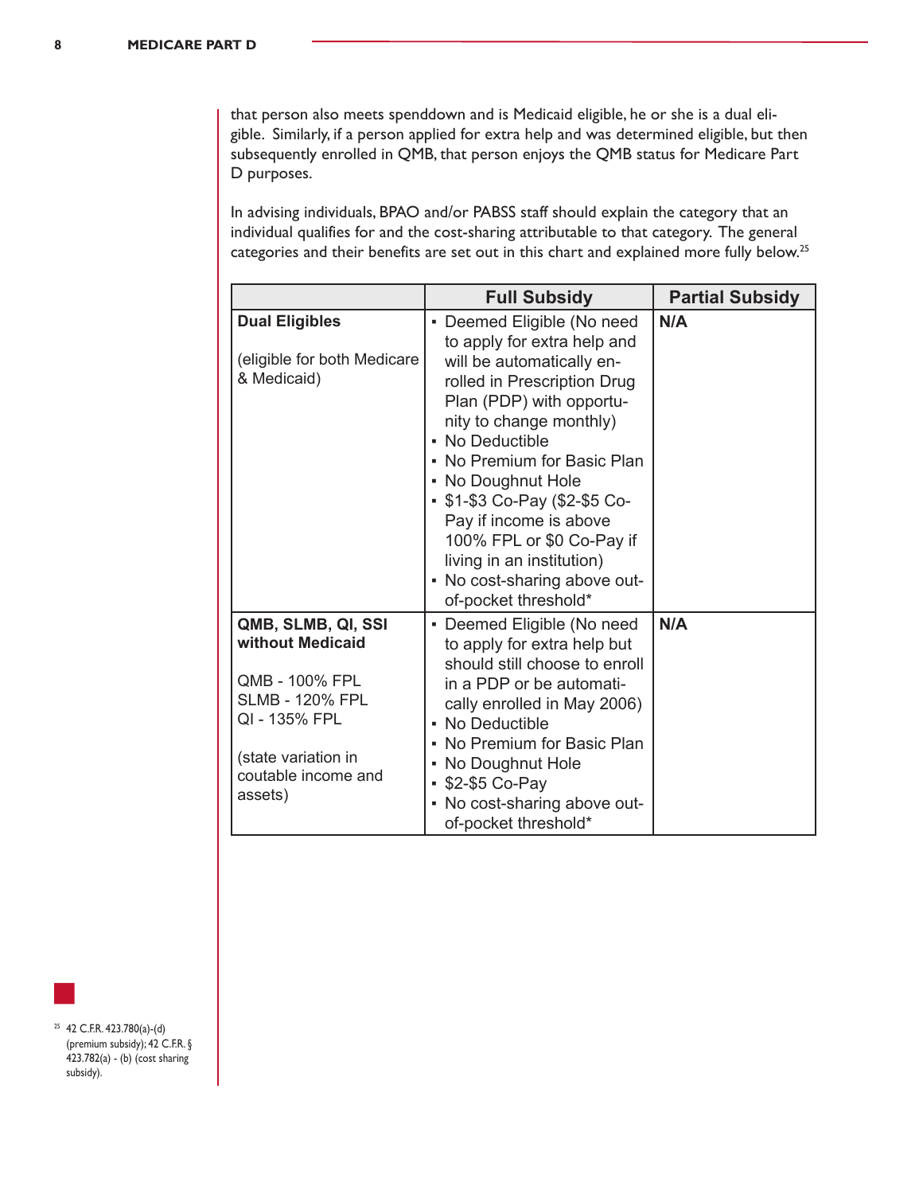that person also meets spenddown and is Medicaid eligible, he or she is a dual eligible. Similarly, if a person applied for extra help and was determined eligible, but then subsequently enrolled in QMB, that person enjoys the QMB status for Medicare Part D purposes.

In advising individuals, BPAO and/or PABSS staff should explain the category that an individual qualifies for and the cost-sharing attributable to that category. The general categories and their benefits are set out in this chart and explained more fully below.[25]

| | Full Subsidy | Partial Subsidy |
|---|---|---|
| **Dual Eligibles**<br><br>(eligible for both Medicare & Medicaid) | ▪ Deemed Eligible (No need to apply for extra help and will be automatically enrolled in Prescription Drug Plan (PDP) with opportunity to change monthly)<br>▪ No Deductible<br>▪ No Premium for Basic Plan<br>▪ No Doughnut Hole<br>▪ $1-$3 Co-Pay ($2-$5 Co-Pay if income is above 100% FPL or $0 Co-Pay if living in an institution)<br>▪ No cost-sharing above out-of-pocket threshold* | **N/A** |
| **QMB, SLMB, QI, SSI without Medicaid**<br><br>QMB - 100% FPL<br>SLMB - 120% FPL<br>QI - 135% FPL<br><br>(state variation in coutable income and assets) | ▪ Deemed Eligible (No need to apply for extra help but should still choose to enroll in a PDP or be automatically enrolled in May 2006)<br>▪ No Deductible<br>▪ No Premium for Basic Plan<br>▪ No Doughnut Hole<br>▪ $2-$5 Co-Pay<br>▪ No cost-sharing above out-of-pocket threshold* | **N/A** |

[25] 42 C.F.R. 423.780(a)-(d) (premium subsidy); 42 C.F.R. § 423.782(a) - (b) (cost sharing subsidy).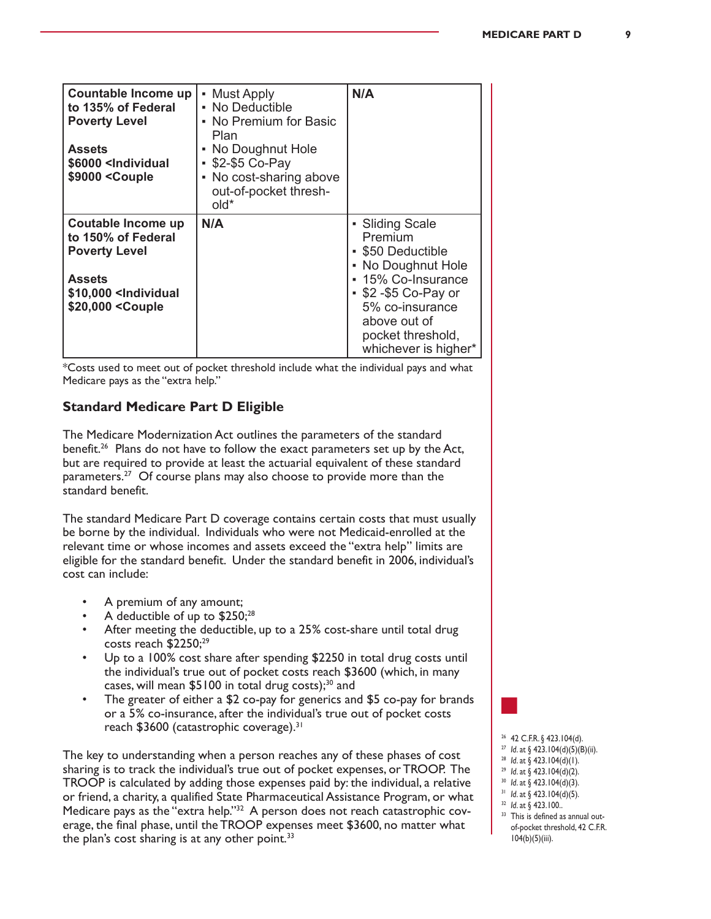| | | |
|---|---|---|
| **Countable Income up to 135% of Federal Poverty Level**<br><br>**Assets**<br>**$6000 <Individual**<br>**$9000 <Couple** | ▪ Must Apply<br>▪ No Deductible<br>▪ No Premium for Basic Plan<br>▪ No Doughnut Hole<br>▪ $2-$5 Co-Pay<br>▪ No cost-sharing above out-of-pocket threshold* | **N/A** |
| **Coutable Income up to 150% of Federal Poverty Level**<br><br>**Assets**<br>**$10,000 <Individual**<br>**$20,000 <Couple** | **N/A** | ▪ Sliding Scale Premium<br>▪ $50 Deductible<br>▪ No Doughnut Hole<br>▪ 15% Co-Insurance<br>▪ $2 -$5 Co-Pay or 5% co-insurance above out of pocket threshold, whichever is higher* |

*Costs used to meet out of pocket threshold include what the individual pays and what Medicare pays as the "extra help."

### Standard Medicare Part D Eligible

The Medicare Modernization Act outlines the parameters of the standard benefit.[26] Plans do not have to follow the exact parameters set up by the Act, but are required to provide at least the actuarial equivalent of these standard parameters.[27] Of course plans may also choose to provide more than the standard benefit.

The standard Medicare Part D coverage contains certain costs that must usually be borne by the individual. Individuals who were not Medicaid-enrolled at the relevant time or whose incomes and assets exceed the "extra help" limits are eligible for the standard benefit. Under the standard benefit in 2006, individual's cost can include:

- A premium of any amount;
- A deductible of up to $250;[28]
- After meeting the deductible, up to a 25% cost-share until total drug costs reach $2250;[29]
- Up to a 100% cost share after spending $2250 in total drug costs until the individual's true out of pocket costs reach $3600 (which, in many cases, will mean $5100 in total drug costs);[30] and
- The greater of either a $2 co-pay for generics and $5 co-pay for brands or a 5% co-insurance, after the individual's true out of pocket costs reach $3600 (catastrophic coverage).[31]

The key to understanding when a person reaches any of these phases of cost sharing is to track the individual's true out of pocket expenses, or TROOP. The TROOP is calculated by adding those expenses paid by: the individual, a relative or friend, a charity, a qualified State Pharmaceutical Assistance Program, or what Medicare pays as the "extra help."[32] A person does not reach catastrophic coverage, the final phase, until the TROOP expenses meet $3600, no matter what the plan's cost sharing is at any other point.[33]

[26] 42 C.F.R. § 423.104(d).
[27] *Id.* at § 423.104(d)(5)(B)(ii).
[28] *Id.* at § 423.104(d)(1).
[29] *Id.* at § 423.104(d)(2).
[30] *Id.* at § 423.104(d)(3).
[31] *Id.* at § 423.104(d)(5).
[32] *Id.* at § 423.100..
[33] This is defined as annual out-of-pocket threshold, 42 C.F.R. 104(b)(5)(iii).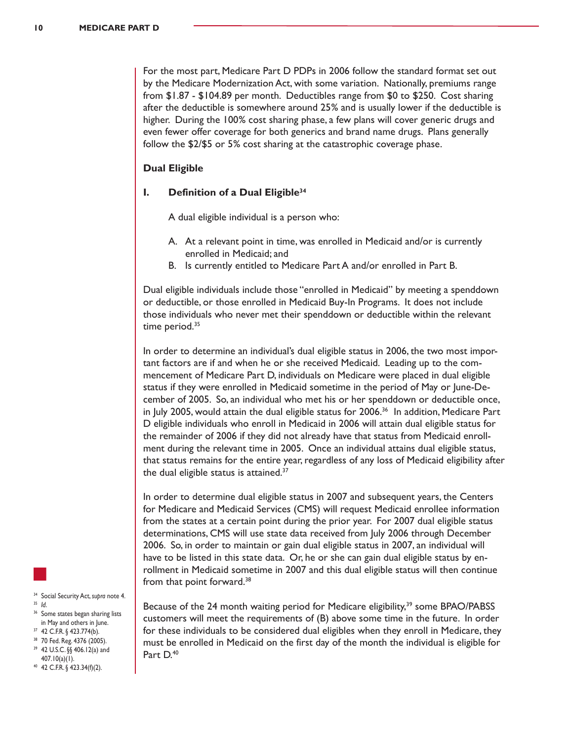For the most part, Medicare Part D PDPs in 2006 follow the standard format set out by the Medicare Modernization Act, with some variation. Nationally, premiums range from $1.87 - $104.89 per month. Deductibles range from $0 to $250. Cost sharing after the deductible is somewhere around 25% and is usually lower if the deductible is higher. During the 100% cost sharing phase, a few plans will cover generic drugs and even fewer offer coverage for both generics and brand name drugs. Plans generally follow the $2/$5 or 5% cost sharing at the catastrophic coverage phase.

## Dual Eligible

### I. Definition of a Dual Eligible[34]

A dual eligible individual is a person who:

A. At a relevant point in time, was enrolled in Medicaid and/or is currently enrolled in Medicaid; and
B. Is currently entitled to Medicare Part A and/or enrolled in Part B.

Dual eligible individuals include those "enrolled in Medicaid" by meeting a spenddown or deductible, or those enrolled in Medicaid Buy-In Programs. It does not include those individuals who never met their spenddown or deductible within the relevant time period.[35]

In order to determine an individual's dual eligible status in 2006, the two most important factors are if and when he or she received Medicaid. Leading up to the commencement of Medicare Part D, individuals on Medicare were placed in dual eligible status if they were enrolled in Medicaid sometime in the period of May or June-December of 2005. So, an individual who met his or her spenddown or deductible once, in July 2005, would attain the dual eligible status for 2006.[36] In addition, Medicare Part D eligible individuals who enroll in Medicaid in 2006 will attain dual eligible status for the remainder of 2006 if they did not already have that status from Medicaid enrollment during the relevant time in 2005. Once an individual attains dual eligible status, that status remains for the entire year, regardless of any loss of Medicaid eligibility after the dual eligible status is attained.[37]

In order to determine dual eligible status in 2007 and subsequent years, the Centers for Medicare and Medicaid Services (CMS) will request Medicaid enrollee information from the states at a certain point during the prior year. For 2007 dual eligible status determinations, CMS will use state data received from July 2006 through December 2006. So, in order to maintain or gain dual eligible status in 2007, an individual will have to be listed in this state data. Or, he or she can gain dual eligible status by enrollment in Medicaid sometime in 2007 and this dual eligible status will then continue from that point forward.[38]

Because of the 24 month waiting period for Medicare eligibility,[39] some BPAO/PABSS customers will meet the requirements of (B) above some time in the future. In order for these individuals to be considered dual eligibles when they enroll in Medicare, they must be enrolled in Medicaid on the first day of the month the individual is eligible for Part D.[40]

---

[34] Social Security Act, *supra* note 4.
[35] *Id.*
[36] Some states began sharing lists in May and others in June.
[37] 42 C.F.R. § 423.774(b).
[38] 70 Fed. Reg. 4376 (2005).
[39] 42 U.S.C. §§ 406.12(a) and 407.10(a)(1).
[40] 42 C.F.R. § 423.34(f)(2).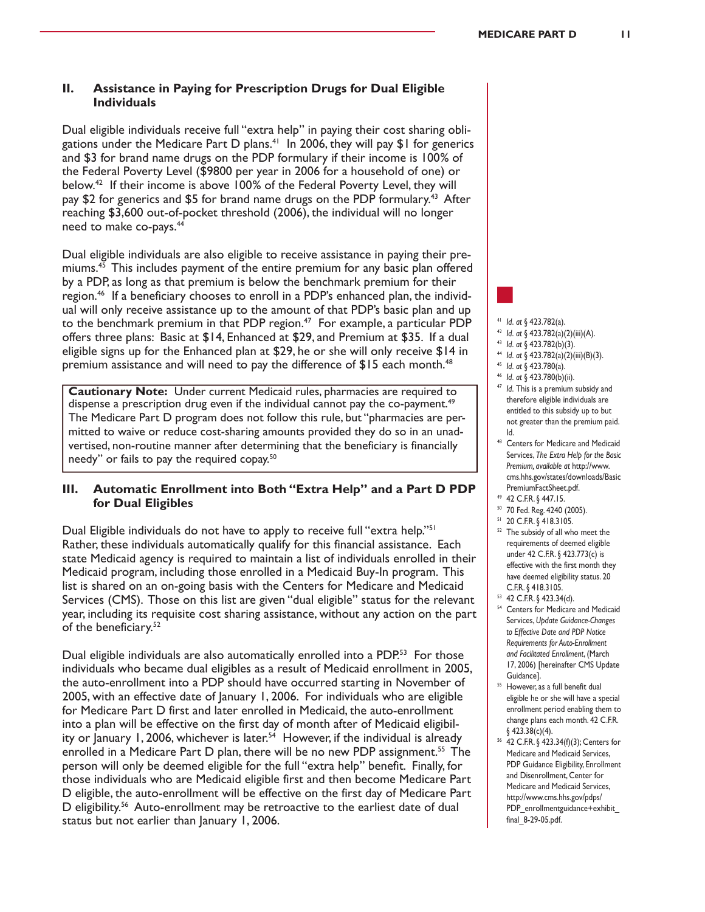## II. Assistance in Paying for Prescription Drugs for Dual Eligible Individuals

Dual eligible individuals receive full "extra help" in paying their cost sharing obligations under the Medicare Part D plans.[41] In 2006, they will pay $1 for generics and $3 for brand name drugs on the PDP formulary if their income is 100% of the Federal Poverty Level ($9800 per year in 2006 for a household of one) or below.[42] If their income is above 100% of the Federal Poverty Level, they will pay $2 for generics and $5 for brand name drugs on the PDP formulary.[43] After reaching $3,600 out-of-pocket threshold (2006), the individual will no longer need to make co-pays.[44]

Dual eligible individuals are also eligible to receive assistance in paying their premiums.[45] This includes payment of the entire premium for any basic plan offered by a PDP, as long as that premium is below the benchmark premium for their region.[46] If a beneficiary chooses to enroll in a PDP's enhanced plan, the individual will only receive assistance up to the amount of that PDP's basic plan and up to the benchmark premium in that PDP region.[47] For example, a particular PDP offers three plans: Basic at $14, Enhanced at $29, and Premium at $35. If a dual eligible signs up for the Enhanced plan at $29, he or she will only receive $14 in premium assistance and will need to pay the difference of $15 each month.[48]

> **Cautionary Note:** Under current Medicaid rules, pharmacies are required to dispense a prescription drug even if the individual cannot pay the co-payment.[49] The Medicare Part D program does not follow this rule, but "pharmacies are permitted to waive or reduce cost-sharing amounts provided they do so in an unadvertised, non-routine manner after determining that the beneficiary is financially needy" or fails to pay the required copay.[50]

## III. Automatic Enrollment into Both "Extra Help" and a Part D PDP for Dual Eligibles

Dual Eligible individuals do not have to apply to receive full "extra help."[51] Rather, these individuals automatically qualify for this financial assistance. Each state Medicaid agency is required to maintain a list of individuals enrolled in their Medicaid program, including those enrolled in a Medicaid Buy-In program. This list is shared on an on-going basis with the Centers for Medicare and Medicaid Services (CMS). Those on this list are given "dual eligible" status for the relevant year, including its requisite cost sharing assistance, without any action on the part of the beneficiary.[52]

Dual eligible individuals are also automatically enrolled into a PDP.[53] For those individuals who became dual eligibles as a result of Medicaid enrollment in 2005, the auto-enrollment into a PDP should have occurred starting in November of 2005, with an effective date of January 1, 2006. For individuals who are eligible for Medicare Part D first and later enrolled in Medicaid, the auto-enrollment into a plan will be effective on the first day of month after of Medicaid eligibility or January 1, 2006, whichever is later.[54] However, if the individual is already enrolled in a Medicare Part D plan, there will be no new PDP assignment.[55] The person will only be deemed eligible for the full "extra help" benefit. Finally, for those individuals who are Medicaid eligible first and then become Medicare Part D eligible, the auto-enrollment will be effective on the first day of Medicare Part D eligibility.[56] Auto-enrollment may be retroactive to the earliest date of dual status but not earlier than January 1, 2006.

---

[41] *Id. at* § 423.782(a).

[42] *Id. at* § 423.782(a)(2)(iii)(A).

[43] *Id. at* § 423.782(b)(3).

[44] *Id. at* § 423.782(a)(2)(iii)(B)(3).

[45] *Id. at* § 423.780(a).

[46] *Id. at* § 423.780(b)(ii).

[47] *Id*. This is a premium subsidy and therefore eligible individuals are entitled to this subsidy up to but not greater than the premium paid. Id.

[48] Centers for Medicare and Medicaid Services, *The Extra Help for the Basic Premium, available at* http://www.cms.hhs.gov/states/downloads/BasicPremiumFactSheet.pdf.

[49] 42 C.F.R. § 447.15.

[50] 70 Fed. Reg. 4240 (2005).

[51] 20 C.F.R. § 418.3105.

[52] The subsidy of all who meet the requirements of deemed eligible under 42 C.F.R. § 423.773(c) is effective with the first month they have deemed eligibility status. 20 C.F.R. § 418.3105.

[53] 42 C.F.R. § 423.34(d).

[54] Centers for Medicare and Medicaid Services, *Update Guidance-Changes to Effective Date and PDP Notice Requirements for Auto-Enrollment and Facilitated Enrollment*, (March 17, 2006) [hereinafter CMS Update Guidance].

[55] However, as a full benefit dual eligible he or she will have a special enrollment period enabling them to change plans each month. 42 C.F.R. § 423.38(c)(4).

[56] 42 C.F.R. § 423.34(f)(3); Centers for Medicare and Medicaid Services, PDP Guidance Eligibility, Enrollment and Disenrollment, Center for Medicare and Medicaid Services, http://www.cms.hhs.gov/pdps/PDP_enrollmentguidance+exhibit_final_8-29-05.pdf.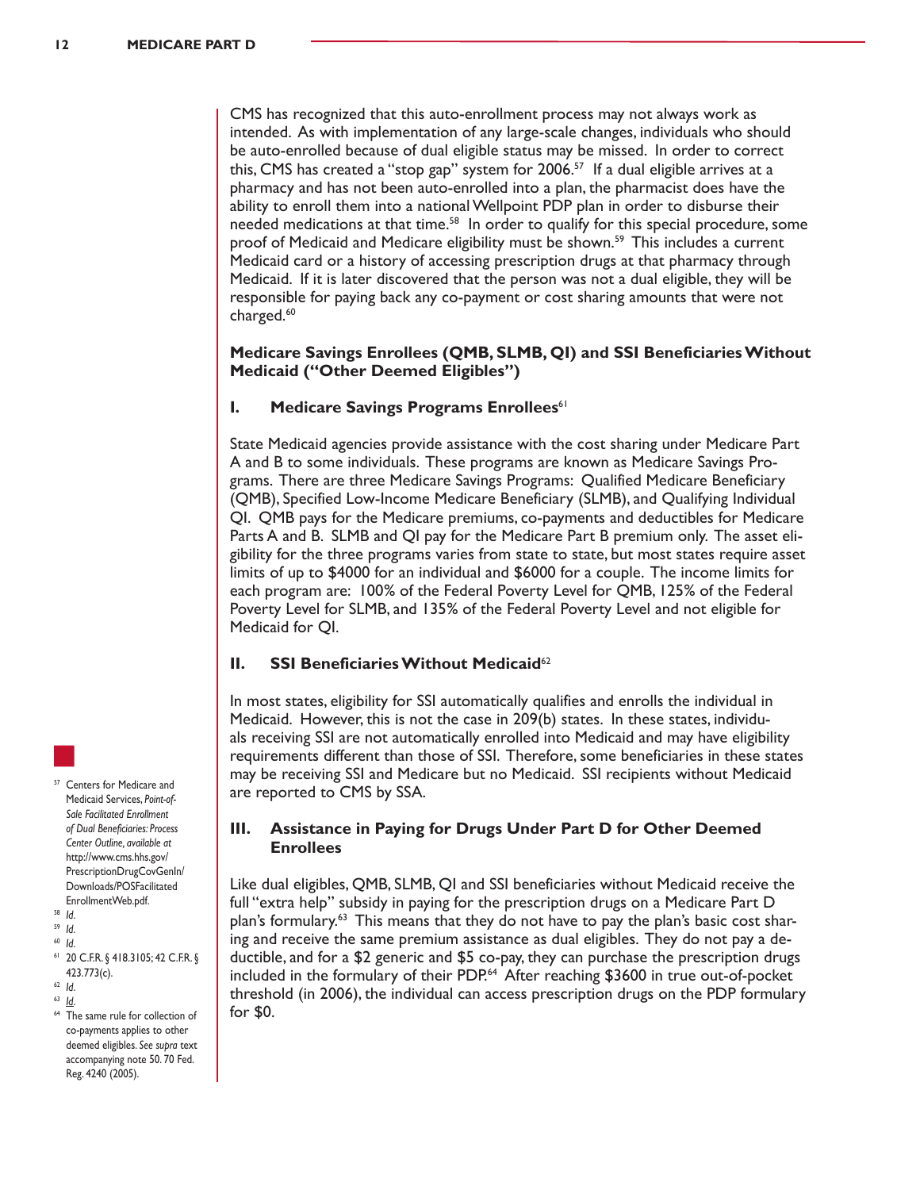CMS has recognized that this auto-enrollment process may not always work as intended. As with implementation of any large-scale changes, individuals who should be auto-enrolled because of dual eligible status may be missed. In order to correct this, CMS has created a "stop gap" system for 2006.[57] If a dual eligible arrives at a pharmacy and has not been auto-enrolled into a plan, the pharmacist does have the ability to enroll them into a national Wellpoint PDP plan in order to disburse their needed medications at that time.[58] In order to qualify for this special procedure, some proof of Medicaid and Medicare eligibility must be shown.[59] This includes a current Medicaid card or a history of accessing prescription drugs at that pharmacy through Medicaid. If it is later discovered that the person was not a dual eligible, they will be responsible for paying back any co-payment or cost sharing amounts that were not charged.[60]

### Medicare Savings Enrollees (QMB, SLMB, QI) and SSI Beneficiaries Without Medicaid ("Other Deemed Eligibles")

#### I. Medicare Savings Programs Enrollees[61]

State Medicaid agencies provide assistance with the cost sharing under Medicare Part A and B to some individuals. These programs are known as Medicare Savings Programs. There are three Medicare Savings Programs: Qualified Medicare Beneficiary (QMB), Specified Low-Income Medicare Beneficiary (SLMB), and Qualifying Individual QI. QMB pays for the Medicare premiums, co-payments and deductibles for Medicare Parts A and B. SLMB and QI pay for the Medicare Part B premium only. The asset eligibility for the three programs varies from state to state, but most states require asset limits of up to $4000 for an individual and $6000 for a couple. The income limits for each program are: 100% of the Federal Poverty Level for QMB, 125% of the Federal Poverty Level for SLMB, and 135% of the Federal Poverty Level and not eligible for Medicaid for QI.

#### II. SSI Beneficiaries Without Medicaid[62]

In most states, eligibility for SSI automatically qualifies and enrolls the individual in Medicaid. However, this is not the case in 209(b) states. In these states, individuals receiving SSI are not automatically enrolled into Medicaid and may have eligibility requirements different than those of SSI. Therefore, some beneficiaries in these states may be receiving SSI and Medicare but no Medicaid. SSI recipients without Medicaid are reported to CMS by SSA.

#### III. Assistance in Paying for Drugs Under Part D for Other Deemed Enrollees

Like dual eligibles, QMB, SLMB, QI and SSI beneficiaries without Medicaid receive the full "extra help" subsidy in paying for the prescription drugs on a Medicare Part D plan's formulary.[63] This means that they do not have to pay the plan's basic cost sharing and receive the same premium assistance as dual eligibles. They do not pay a deductible, and for a $2 generic and $5 co-pay, they can purchase the prescription drugs included in the formulary of their PDP.[64] After reaching $3600 in true out-of-pocket threshold (in 2006), the individual can access prescription drugs on the PDP formulary for $0.

---

[57] Centers for Medicare and Medicaid Services, *Point-of-Sale Facilitated Enrollment of Dual Beneficiaries: Process Center Outline*, *available at* http://www.cms.hhs.gov/PrescriptionDrugCovGenIn/Downloads/POSFacilitatedEnrollmentWeb.pdf.

[58] *Id.*

[59] *Id.*

[60] *Id.*

[61] 20 C.F.R. § 418.3105; 42 C.F.R. § 423.773(c).

[62] *Id.*

[63] *Id.*

[64] The same rule for collection of co-payments applies to other deemed eligibles. *See supra* text accompanying note 50. 70 Fed. Reg. 4240 (2005).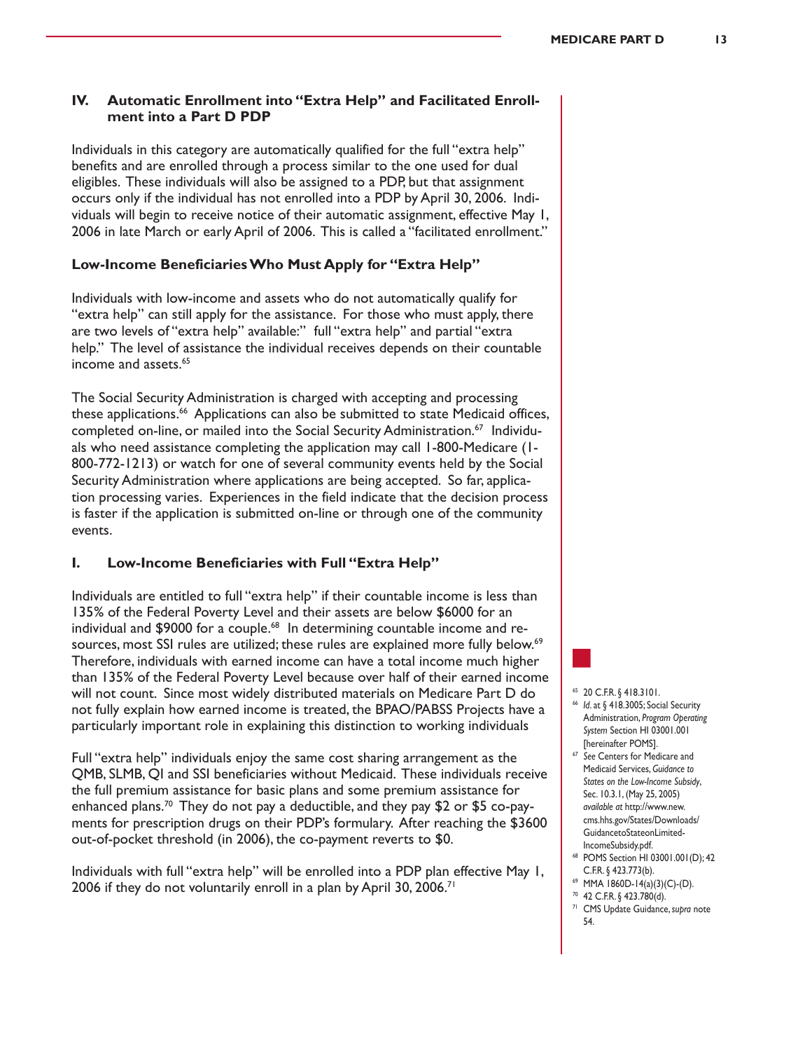### IV. Automatic Enrollment into "Extra Help" and Facilitated Enrollment into a Part D PDP

Individuals in this category are automatically qualified for the full "extra help" benefits and are enrolled through a process similar to the one used for dual eligibles. These individuals will also be assigned to a PDP, but that assignment occurs only if the individual has not enrolled into a PDP by April 30, 2006. Individuals will begin to receive notice of their automatic assignment, effective May 1, 2006 in late March or early April of 2006. This is called a "facilitated enrollment."

#### Low-Income Beneficiaries Who Must Apply for "Extra Help"

Individuals with low-income and assets who do not automatically qualify for "extra help" can still apply for the assistance. For those who must apply, there are two levels of "extra help" available:" full "extra help" and partial "extra help." The level of assistance the individual receives depends on their countable income and assets.[65]

The Social Security Administration is charged with accepting and processing these applications.[66] Applications can also be submitted to state Medicaid offices, completed on-line, or mailed into the Social Security Administration.[67] Individuals who need assistance completing the application may call 1-800-Medicare (1-800-772-1213) or watch for one of several community events held by the Social Security Administration where applications are being accepted. So far, application processing varies. Experiences in the field indicate that the decision process is faster if the application is submitted on-line or through one of the community events.

### I. Low-Income Beneficiaries with Full "Extra Help"

Individuals are entitled to full "extra help" if their countable income is less than 135% of the Federal Poverty Level and their assets are below $6000 for an individual and $9000 for a couple.[68] In determining countable income and resources, most SSI rules are utilized; these rules are explained more fully below.[69] Therefore, individuals with earned income can have a total income much higher than 135% of the Federal Poverty Level because over half of their earned income will not count. Since most widely distributed materials on Medicare Part D do not fully explain how earned income is treated, the BPAO/PABSS Projects have a particularly important role in explaining this distinction to working individuals

Full "extra help" individuals enjoy the same cost sharing arrangement as the QMB, SLMB, QI and SSI beneficiaries without Medicaid. These individuals receive the full premium assistance for basic plans and some premium assistance for enhanced plans.[70] They do not pay a deductible, and they pay $2 or $5 co-payments for prescription drugs on their PDP's formulary. After reaching the $3600 out-of-pocket threshold (in 2006), the co-payment reverts to $0.

Individuals with full "extra help" will be enrolled into a PDP plan effective May 1, 2006 if they do not voluntarily enroll in a plan by April 30, 2006.[71]

---

[65] 20 C.F.R. § 418.3101.

[66] *Id*. at § 418.3005; Social Security Administration, *Program Operating System* Section HI 03001.001 [hereinafter POMS].

[67] *See* Centers for Medicare and Medicaid Services, *Guidance to States on the Low-Income Subsidy*, Sec. 10.3.1, (May 25, 2005) *available at* http://www.new.cms.hhs.gov/States/Downloads/GuidancetoStateonLimited-IncomeSubsidy.pdf.

[68] POMS Section HI 03001.001(D); 42 C.F.R. § 423.773(b).

[69] MMA 1860D-14(a)(3)(C)-(D).

[70] 42 C.F.R. § 423.780(d).

[71] CMS Update Guidance, *supra* note 54.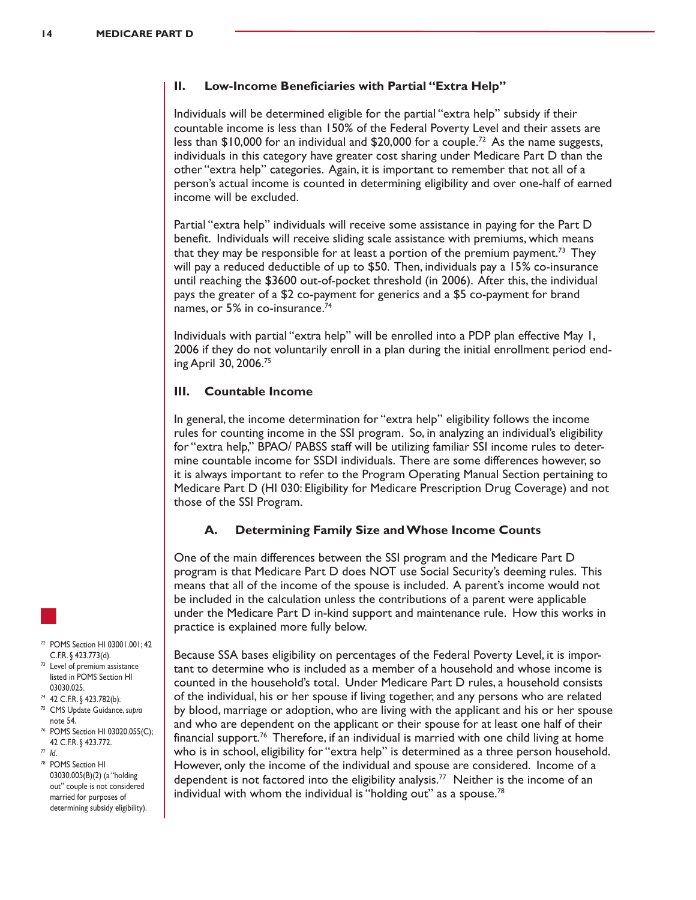## II. Low-Income Beneficiaries with Partial "Extra Help"

Individuals will be determined eligible for the partial "extra help" subsidy if their countable income is less than 150% of the Federal Poverty Level and their assets are less than $10,000 for an individual and $20,000 for a couple.[72] As the name suggests, individuals in this category have greater cost sharing under Medicare Part D than the other "extra help" categories. Again, it is important to remember that not all of a person's actual income is counted in determining eligibility and over one-half of earned income will be excluded.

Partial "extra help" individuals will receive some assistance in paying for the Part D benefit. Individuals will receive sliding scale assistance with premiums, which means that they may be responsible for at least a portion of the premium payment.[73] They will pay a reduced deductible of up to $50. Then, individuals pay a 15% co-insurance until reaching the $3600 out-of-pocket threshold (in 2006). After this, the individual pays the greater of a $2 co-payment for generics and a $5 co-payment for brand names, or 5% in co-insurance.[74]

Individuals with partial "extra help" will be enrolled into a PDP plan effective May 1, 2006 if they do not voluntarily enroll in a plan during the initial enrollment period ending April 30, 2006.[75]

## III. Countable Income

In general, the income determination for "extra help" eligibility follows the income rules for counting income in the SSI program. So, in analyzing an individual's eligibility for "extra help," BPAO/ PABSS staff will be utilizing familiar SSI income rules to determine countable income for SSDI individuals. There are some differences however, so it is always important to refer to the Program Operating Manual Section pertaining to Medicare Part D (HI 030: Eligibility for Medicare Prescription Drug Coverage) and not those of the SSI Program.

### A. Determining Family Size and Whose Income Counts

One of the main differences between the SSI program and the Medicare Part D program is that Medicare Part D does NOT use Social Security's deeming rules. This means that all of the income of the spouse is included. A parent's income would not be included in the calculation unless the contributions of a parent were applicable under the Medicare Part D in-kind support and maintenance rule. How this works in practice is explained more fully below.

Because SSA bases eligibility on percentages of the Federal Poverty Level, it is important to determine who is included as a member of a household and whose income is counted in the household's total. Under Medicare Part D rules, a household consists of the individual, his or her spouse if living together, and any persons who are related by blood, marriage or adoption, who are living with the applicant and his or her spouse and who are dependent on the applicant or their spouse for at least one half of their financial support.[76] Therefore, if an individual is married with one child living at home who is in school, eligibility for "extra help" is determined as a three person household. However, only the income of the individual and spouse are considered. Income of a dependent is not factored into the eligibility analysis.[77] Neither is the income of an individual with whom the individual is "holding out" as a spouse.[78]

---

[72] POMS Section HI 03001.001; 42 C.F.R. § 423.773(d).

[73] Level of premium assistance listed in POMS Section HI 03030.025.

[74] 42 C.F.R. § 423.782(b).

[75] CMS Update Guidance, *supra* note 54.

[76] POMS Section HI 03020.055(C); 42 C.F.R. § 423.772.

[77] *Id.*

[78] POMS Section HI 03030.005(B)(2) (a "holding out" couple is not considered married for purposes of determining subsidy eligibility).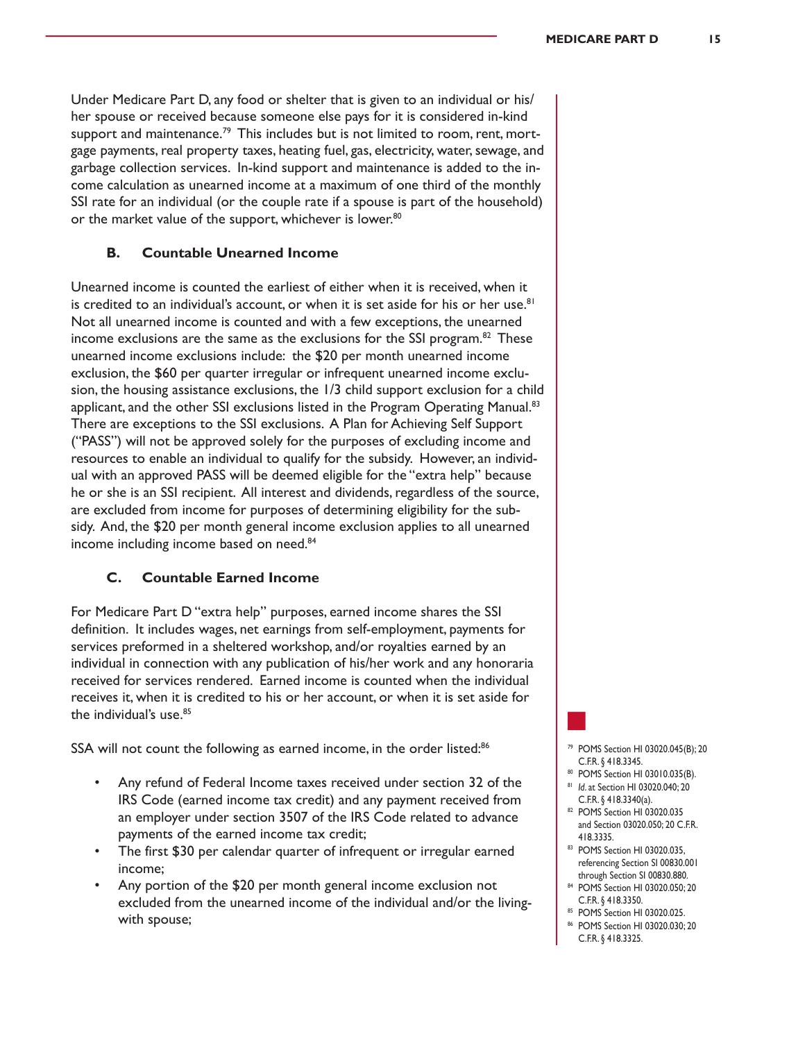Under Medicare Part D, any food or shelter that is given to an individual or his/her spouse or received because someone else pays for it is considered in-kind support and maintenance.[79] This includes but is not limited to room, rent, mortgage payments, real property taxes, heating fuel, gas, electricity, water, sewage, and garbage collection services. In-kind support and maintenance is added to the income calculation as unearned income at a maximum of one third of the monthly SSI rate for an individual (or the couple rate if a spouse is part of the household) or the market value of the support, whichever is lower.[80]

### B. Countable Unearned Income

Unearned income is counted the earliest of either when it is received, when it is credited to an individual's account, or when it is set aside for his or her use.[81] Not all unearned income is counted and with a few exceptions, the unearned income exclusions are the same as the exclusions for the SSI program.[82] These unearned income exclusions include: the $20 per month unearned income exclusion, the $60 per quarter irregular or infrequent unearned income exclusion, the housing assistance exclusions, the 1/3 child support exclusion for a child applicant, and the other SSI exclusions listed in the Program Operating Manual.[83] There are exceptions to the SSI exclusions. A Plan for Achieving Self Support ("PASS") will not be approved solely for the purposes of excluding income and resources to enable an individual to qualify for the subsidy. However, an individual with an approved PASS will be deemed eligible for the "extra help" because he or she is an SSI recipient. All interest and dividends, regardless of the source, are excluded from income for purposes of determining eligibility for the subsidy. And, the $20 per month general income exclusion applies to all unearned income including income based on need.[84]

### C. Countable Earned Income

For Medicare Part D "extra help" purposes, earned income shares the SSI definition. It includes wages, net earnings from self-employment, payments for services preformed in a sheltered workshop, and/or royalties earned by an individual in connection with any publication of his/her work and any honoraria received for services rendered. Earned income is counted when the individual receives it, when it is credited to his or her account, or when it is set aside for the individual's use.[85]

SSA will not count the following as earned income, in the order listed:[86]

- Any refund of Federal Income taxes received under section 32 of the IRS Code (earned income tax credit) and any payment received from an employer under section 3507 of the IRS Code related to advance payments of the earned income tax credit;
- The first $30 per calendar quarter of infrequent or irregular earned income;
- Any portion of the $20 per month general income exclusion not excluded from the unearned income of the individual and/or the living-with spouse;

---

[79] POMS Section HI 03020.045(B); 20 C.F.R. § 418.3345.

[80] POMS Section HI 03010.035(B).

[81] *Id.* at Section HI 03020.040; 20 C.F.R. § 418.3340(a).

[82] POMS Section HI 03020.035 and Section 03020.050; 20 C.F.R. 418.3335.

[83] POMS Section HI 03020.035, referencing Section SI 00830.001 through Section SI 00830.880.

[84] POMS Section HI 03020.050; 20 C.F.R. § 418.3350.

[85] POMS Section HI 03020.025.

[86] POMS Section HI 03020.030; 20 C.F.R. § 418.3325.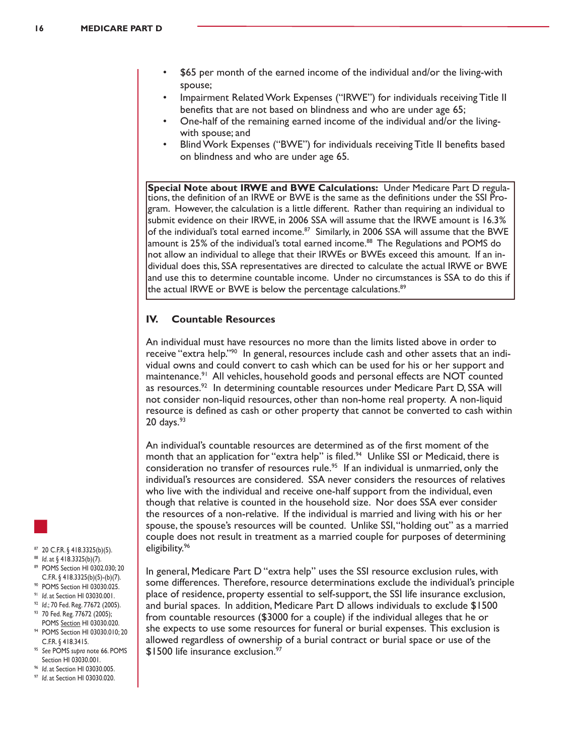- $65 per month of the earned income of the individual and/or the living-with spouse;
- Impairment Related Work Expenses ("IRWE") for individuals receiving Title II benefits that are not based on blindness and who are under age 65;
- One-half of the remaining earned income of the individual and/or the living-with spouse; and
- Blind Work Expenses ("BWE") for individuals receiving Title II benefits based on blindness and who are under age 65.

**Special Note about IRWE and BWE Calculations:** Under Medicare Part D regulations, the definition of an IRWE or BWE is the same as the definitions under the SSI Program. However, the calculation is a little different. Rather than requiring an individual to submit evidence on their IRWE, in 2006 SSA will assume that the IRWE amount is 16.3% of the individual's total earned income.[87] Similarly, in 2006 SSA will assume that the BWE amount is 25% of the individual's total earned income.[88] The Regulations and POMS do not allow an individual to allege that their IRWEs or BWEs exceed this amount. If an individual does this, SSA representatives are directed to calculate the actual IRWE or BWE and use this to determine countable income. Under no circumstances is SSA to do this if the actual IRWE or BWE is below the percentage calculations.[89]

## IV. Countable Resources

An individual must have resources no more than the limits listed above in order to receive "extra help."[90] In general, resources include cash and other assets that an individual owns and could convert to cash which can be used for his or her support and maintenance.[91] All vehicles, household goods and personal effects are NOT counted as resources.[92] In determining countable resources under Medicare Part D, SSA will not consider non-liquid resources, other than non-home real property. A non-liquid resource is defined as cash or other property that cannot be converted to cash within 20 days.[93]

An individual's countable resources are determined as of the first moment of the month that an application for "extra help" is filed.[94] Unlike SSI or Medicaid, there is consideration no transfer of resources rule.[95] If an individual is unmarried, only the individual's resources are considered. SSA never considers the resources of relatives who live with the individual and receive one-half support from the individual, even though that relative is counted in the household size. Nor does SSA ever consider the resources of a non-relative. If the individual is married and living with his or her spouse, the spouse's resources will be counted. Unlike SSI, "holding out" as a married couple does not result in treatment as a married couple for purposes of determining eligibility.[96]

In general, Medicare Part D "extra help" uses the SSI resource exclusion rules, with some differences. Therefore, resource determinations exclude the individual's principle place of residence, property essential to self-support, the SSI life insurance exclusion, and burial spaces. In addition, Medicare Part D allows individuals to exclude $1500 from countable resources ($3000 for a couple) if the individual alleges that he or she expects to use some resources for funeral or burial expenses. This exclusion is allowed regardless of ownership of a burial contract or burial space or use of the $1500 life insurance exclusion.[97]

---

[87] 20 C.F.R. § 418.3325(b)(5).
[88] *Id.* at § 418.3325(b)(7).
[89] POMS Section HI 0302.030; 20 C.F.R. § 418.3325(b)(5)-(b)(7).
[90] POMS Section HI 03030.025.
[91] *Id.* at Section HI 03030.001.
[92] *Id.*; 70 Fed. Reg. 77672 (2005).
[93] 70 Fed. Reg. 77672 (2005); POMS Section HI 03030.020.
[94] POMS Section HI 03030.010; 20 C.F.R. § 418.3415.
[95] *See* POMS *supra* note 66. POMS Section HI 03030.001.
[96] *Id.* at Section HI 03030.005.
[97] *Id.* at Section HI 03030.020.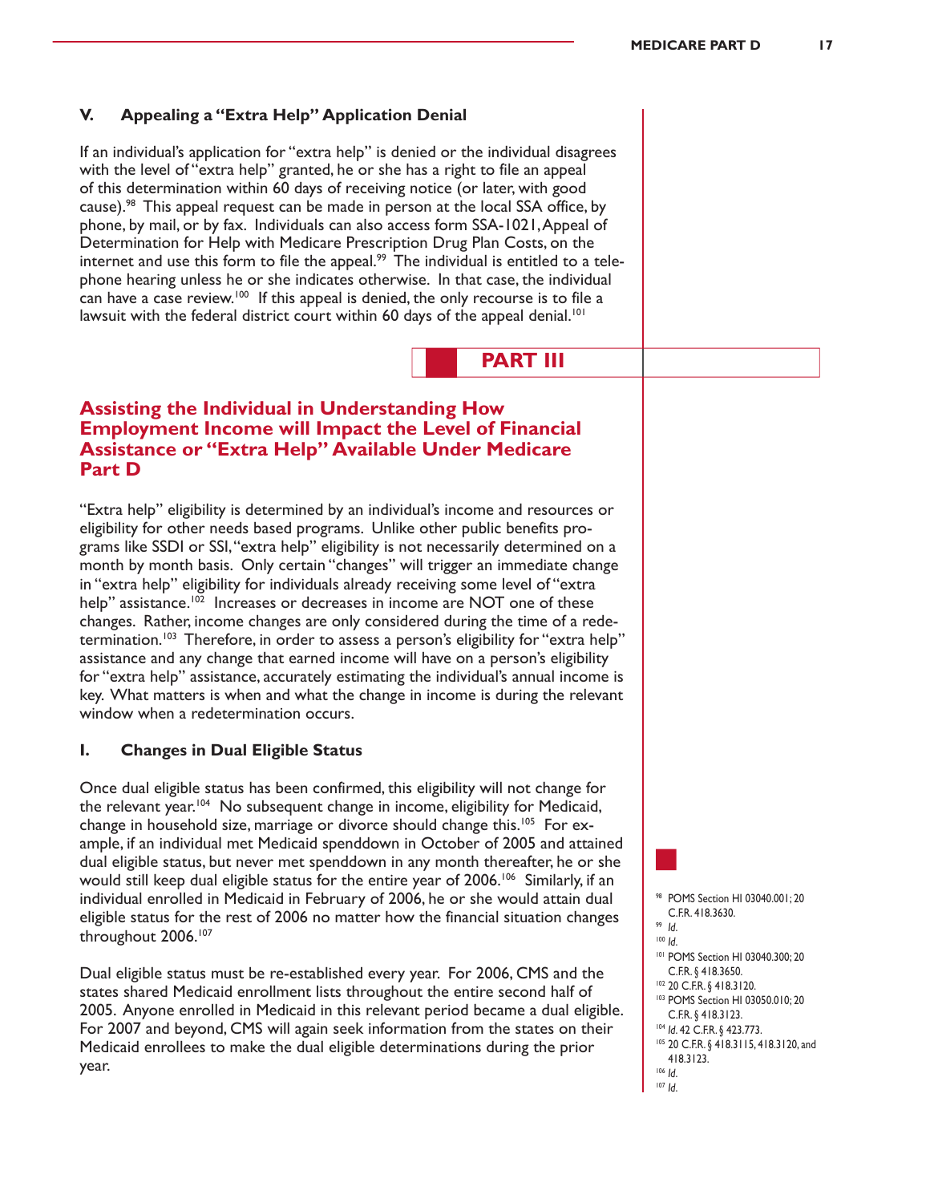## V. Appealing a "Extra Help" Application Denial

If an individual's application for "extra help" is denied or the individual disagrees with the level of "extra help" granted, he or she has a right to file an appeal of this determination within 60 days of receiving notice (or later, with good cause).[98] This appeal request can be made in person at the local SSA office, by phone, by mail, or by fax. Individuals can also access form SSA-1021, Appeal of Determination for Help with Medicare Prescription Drug Plan Costs, on the internet and use this form to file the appeal.[99] The individual is entitled to a telephone hearing unless he or she indicates otherwise. In that case, the individual can have a case review.[100] If this appeal is denied, the only recourse is to file a lawsuit with the federal district court within 60 days of the appeal denial.[101]

# PART III

## Assisting the Individual in Understanding How Employment Income will Impact the Level of Financial Assistance or "Extra Help" Available Under Medicare Part D

"Extra help" eligibility is determined by an individual's income and resources or eligibility for other needs based programs. Unlike other public benefits programs like SSDI or SSI, "extra help" eligibility is not necessarily determined on a month by month basis. Only certain "changes" will trigger an immediate change in "extra help" eligibility for individuals already receiving some level of "extra help" assistance.[102] Increases or decreases in income are NOT one of these changes. Rather, income changes are only considered during the time of a redetermination.[103] Therefore, in order to assess a person's eligibility for "extra help" assistance and any change that earned income will have on a person's eligibility for "extra help" assistance, accurately estimating the individual's annual income is key. What matters is when and what the change in income is during the relevant window when a redetermination occurs.

### I. Changes in Dual Eligible Status

Once dual eligible status has been confirmed, this eligibility will not change for the relevant year.[104] No subsequent change in income, eligibility for Medicaid, change in household size, marriage or divorce should change this.[105] For example, if an individual met Medicaid spenddown in October of 2005 and attained dual eligible status, but never met spenddown in any month thereafter, he or she would still keep dual eligible status for the entire year of 2006.[106] Similarly, if an individual enrolled in Medicaid in February of 2006, he or she would attain dual eligible status for the rest of 2006 no matter how the financial situation changes throughout 2006.[107]

Dual eligible status must be re-established every year. For 2006, CMS and the states shared Medicaid enrollment lists throughout the entire second half of 2005. Anyone enrolled in Medicaid in this relevant period became a dual eligible. For 2007 and beyond, CMS will again seek information from the states on their Medicaid enrollees to make the dual eligible determinations during the prior year.

---

[98] POMS Section HI 03040.001; 20 C.F.R. 418.3630.

[99] *Id.*

[100] *Id.*

[101] POMS Section HI 03040.300; 20 C.F.R. § 418.3650.

[102] 20 C.F.R. § 418.3120.

[103] POMS Section HI 03050.010; 20 C.F.R. § 418.3123.

[104] *Id.* 42 C.F.R. § 423.773.

[105] 20 C.F.R. § 418.3115, 418.3120, and 418.3123.

[106] *Id.*

[107] *Id.*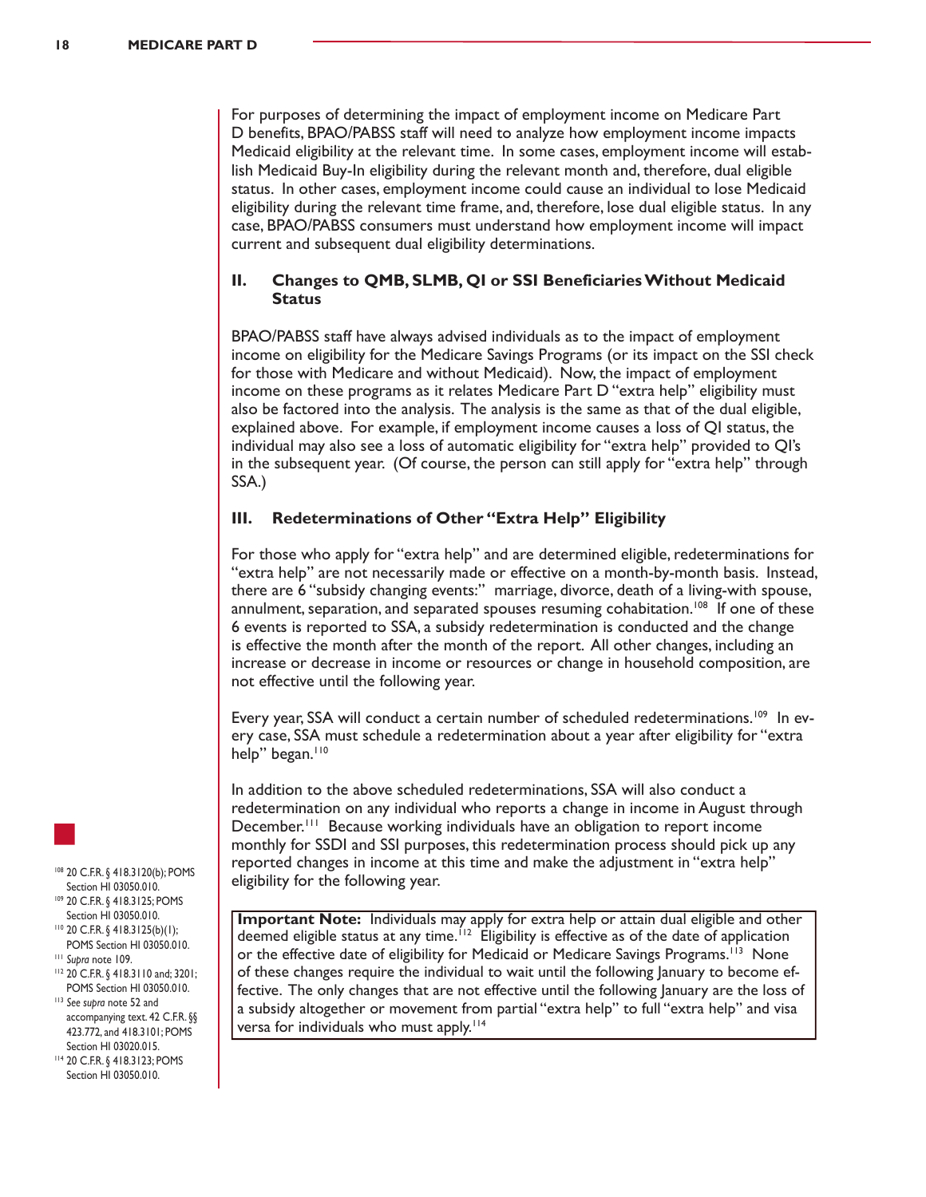For purposes of determining the impact of employment income on Medicare Part D benefits, BPAO/PABSS staff will need to analyze how employment income impacts Medicaid eligibility at the relevant time. In some cases, employment income will establish Medicaid Buy-In eligibility during the relevant month and, therefore, dual eligible status. In other cases, employment income could cause an individual to lose Medicaid eligibility during the relevant time frame, and, therefore, lose dual eligible status. In any case, BPAO/PABSS consumers must understand how employment income will impact current and subsequent dual eligibility determinations.

## II. Changes to QMB, SLMB, QI or SSI Beneficiaries Without Medicaid Status

BPAO/PABSS staff have always advised individuals as to the impact of employment income on eligibility for the Medicare Savings Programs (or its impact on the SSI check for those with Medicare and without Medicaid). Now, the impact of employment income on these programs as it relates Medicare Part D "extra help" eligibility must also be factored into the analysis. The analysis is the same as that of the dual eligible, explained above. For example, if employment income causes a loss of QI status, the individual may also see a loss of automatic eligibility for "extra help" provided to QI's in the subsequent year. (Of course, the person can still apply for "extra help" through SSA.)

## III. Redeterminations of Other "Extra Help" Eligibility

For those who apply for "extra help" and are determined eligible, redeterminations for "extra help" are not necessarily made or effective on a month-by-month basis. Instead, there are 6 "subsidy changing events:" marriage, divorce, death of a living-with spouse, annulment, separation, and separated spouses resuming cohabitation.[108] If one of these 6 events is reported to SSA, a subsidy redetermination is conducted and the change is effective the month after the month of the report. All other changes, including an increase or decrease in income or resources or change in household composition, are not effective until the following year.

Every year, SSA will conduct a certain number of scheduled redeterminations.[109] In every case, SSA must schedule a redetermination about a year after eligibility for "extra help" began.[110]

In addition to the above scheduled redeterminations, SSA will also conduct a redetermination on any individual who reports a change in income in August through December.[111] Because working individuals have an obligation to report income monthly for SSDI and SSI purposes, this redetermination process should pick up any reported changes in income at this time and make the adjustment in "extra help" eligibility for the following year.

> **Important Note:** Individuals may apply for extra help or attain dual eligible and other deemed eligible status at any time.[112] Eligibility is effective as of the date of application or the effective date of eligibility for Medicaid or Medicare Savings Programs.[113] None of these changes require the individual to wait until the following January to become effective. The only changes that are not effective until the following January are the loss of a subsidy altogether or movement from partial "extra help" to full "extra help" and visa versa for individuals who must apply.[114]

---

[108] 20 C.F.R. § 418.3120(b); POMS Section HI 03050.010.

[109] 20 C.F.R. § 418.3125; POMS Section HI 03050.010.

[110] 20 C.F.R. § 418.3125(b)(1); POMS Section HI 03050.010.

[111] *Supra* note 109.

[112] 20 C.F.R. § 418.3110 and; 3201; POMS Section HI 03050.010.

[113] *See supra* note 52 and accompanying text. 42 C.F.R. §§ 423.772, and 418.3101; POMS Section HI 03020.015.

[114] 20 C.F.R. § 418.3123; POMS Section HI 03050.010.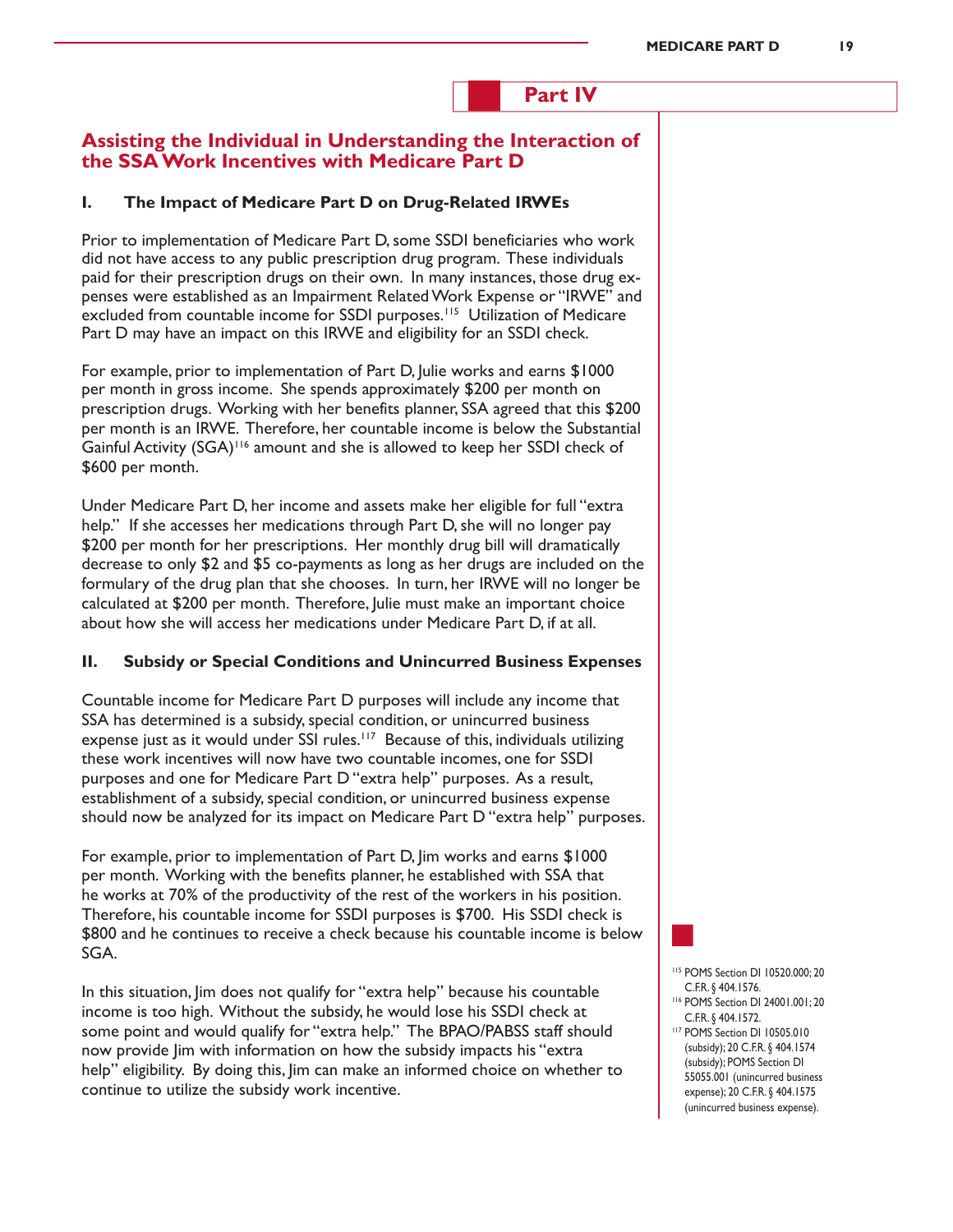# Part IV

## Assisting the Individual in Understanding the Interaction of the SSA Work Incentives with Medicare Part D

### I. The Impact of Medicare Part D on Drug-Related IRWEs

Prior to implementation of Medicare Part D, some SSDI beneficiaries who work did not have access to any public prescription drug program. These individuals paid for their prescription drugs on their own. In many instances, those drug expenses were established as an Impairment Related Work Expense or "IRWE" and excluded from countable income for SSDI purposes.[115] Utilization of Medicare Part D may have an impact on this IRWE and eligibility for an SSDI check.

For example, prior to implementation of Part D, Julie works and earns $1000 per month in gross income. She spends approximately $200 per month on prescription drugs. Working with her benefits planner, SSA agreed that this $200 per month is an IRWE. Therefore, her countable income is below the Substantial Gainful Activity (SGA)[116] amount and she is allowed to keep her SSDI check of $600 per month.

Under Medicare Part D, her income and assets make her eligible for full "extra help." If she accesses her medications through Part D, she will no longer pay $200 per month for her prescriptions. Her monthly drug bill will dramatically decrease to only $2 and $5 co-payments as long as her drugs are included on the formulary of the drug plan that she chooses. In turn, her IRWE will no longer be calculated at $200 per month. Therefore, Julie must make an important choice about how she will access her medications under Medicare Part D, if at all.

### II. Subsidy or Special Conditions and Unincurred Business Expenses

Countable income for Medicare Part D purposes will include any income that SSA has determined is a subsidy, special condition, or unincurred business expense just as it would under SSI rules.[117] Because of this, individuals utilizing these work incentives will now have two countable incomes, one for SSDI purposes and one for Medicare Part D "extra help" purposes. As a result, establishment of a subsidy, special condition, or unincurred business expense should now be analyzed for its impact on Medicare Part D "extra help" purposes.

For example, prior to implementation of Part D, Jim works and earns $1000 per month. Working with the benefits planner, he established with SSA that he works at 70% of the productivity of the rest of the workers in his position. Therefore, his countable income for SSDI purposes is $700. His SSDI check is $800 and he continues to receive a check because his countable income is below SGA.

In this situation, Jim does not qualify for "extra help" because his countable income is too high. Without the subsidy, he would lose his SSDI check at some point and would qualify for "extra help." The BPAO/PABSS staff should now provide Jim with information on how the subsidy impacts his "extra help" eligibility. By doing this, Jim can make an informed choice on whether to continue to utilize the subsidy work incentive.

---

[115] POMS Section DI 10520.000; 20 C.F.R. § 404.1576.

[116] POMS Section DI 24001.001; 20 C.F.R. § 404.1572.

[117] POMS Section DI 10505.010 (subsidy); 20 C.F.R. § 404.1574 (subsidy); POMS Section DI 55055.001 (unincurred business expense); 20 C.F.R. § 404.1575 (unincurred business expense).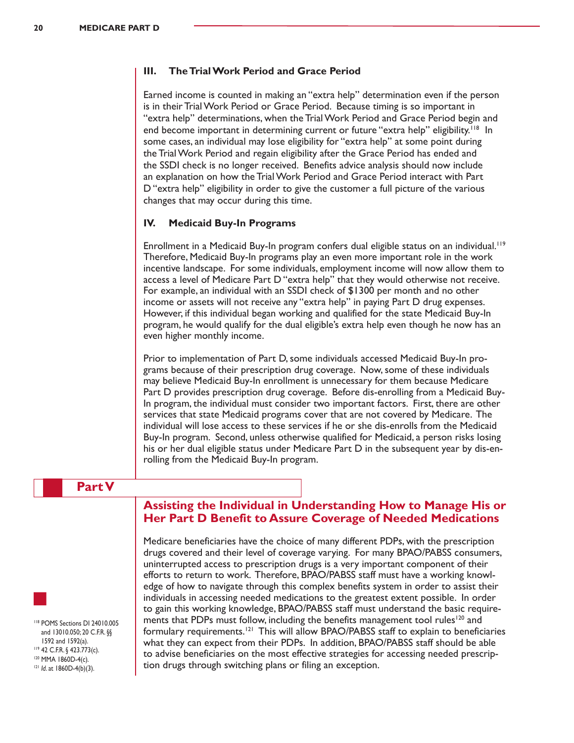### III. The Trial Work Period and Grace Period

Earned income is counted in making an "extra help" determination even if the person is in their Trial Work Period or Grace Period. Because timing is so important in "extra help" determinations, when the Trial Work Period and Grace Period begin and end become important in determining current or future "extra help" eligibility.[118] In some cases, an individual may lose eligibility for "extra help" at some point during the Trial Work Period and regain eligibility after the Grace Period has ended and the SSDI check is no longer received. Benefits advice analysis should now include an explanation on how the Trial Work Period and Grace Period interact with Part D "extra help" eligibility in order to give the customer a full picture of the various changes that may occur during this time.

### IV. Medicaid Buy-In Programs

Enrollment in a Medicaid Buy-In program confers dual eligible status on an individual.[119] Therefore, Medicaid Buy-In programs play an even more important role in the work incentive landscape. For some individuals, employment income will now allow them to access a level of Medicare Part D "extra help" that they would otherwise not receive. For example, an individual with an SSDI check of $1300 per month and no other income or assets will not receive any "extra help" in paying Part D drug expenses. However, if this individual began working and qualified for the state Medicaid Buy-In program, he would qualify for the dual eligible's extra help even though he now has an even higher monthly income.

Prior to implementation of Part D, some individuals accessed Medicaid Buy-In programs because of their prescription drug coverage. Now, some of these individuals may believe Medicaid Buy-In enrollment is unnecessary for them because Medicare Part D provides prescription drug coverage. Before dis-enrolling from a Medicaid Buy-In program, the individual must consider two important factors. First, there are other services that state Medicaid programs cover that are not covered by Medicare. The individual will lose access to these services if he or she dis-enrolls from the Medicaid Buy-In program. Second, unless otherwise qualified for Medicaid, a person risks losing his or her dual eligible status under Medicare Part D in the subsequent year by dis-enrolling from the Medicaid Buy-In program.

## Part V

## Assisting the Individual in Understanding How to Manage His or Her Part D Benefit to Assure Coverage of Needed Medications

Medicare beneficiaries have the choice of many different PDPs, with the prescription drugs covered and their level of coverage varying. For many BPAO/PABSS consumers, uninterrupted access to prescription drugs is a very important component of their efforts to return to work. Therefore, BPAO/PABSS staff must have a working knowledge of how to navigate through this complex benefits system in order to assist their individuals in accessing needed medications to the greatest extent possible. In order to gain this working knowledge, BPAO/PABSS staff must understand the basic requirements that PDPs must follow, including the benefits management tool rules[120] and formulary requirements.[121] This will allow BPAO/PABSS staff to explain to beneficiaries what they can expect from their PDPs. In addition, BPAO/PABSS staff should be able to advise beneficiaries on the most effective strategies for accessing needed prescription drugs through switching plans or filing an exception.

---

[118] POMS Sections DI 24010.005 and 13010.050; 20 C.F.R. §§ 1592 and 1592(a).

[119] 42 C.F.R. § 423.773(c).

[120] MMA 1860D-4(c).

[121] *Id.* at 1860D-4(b)(3).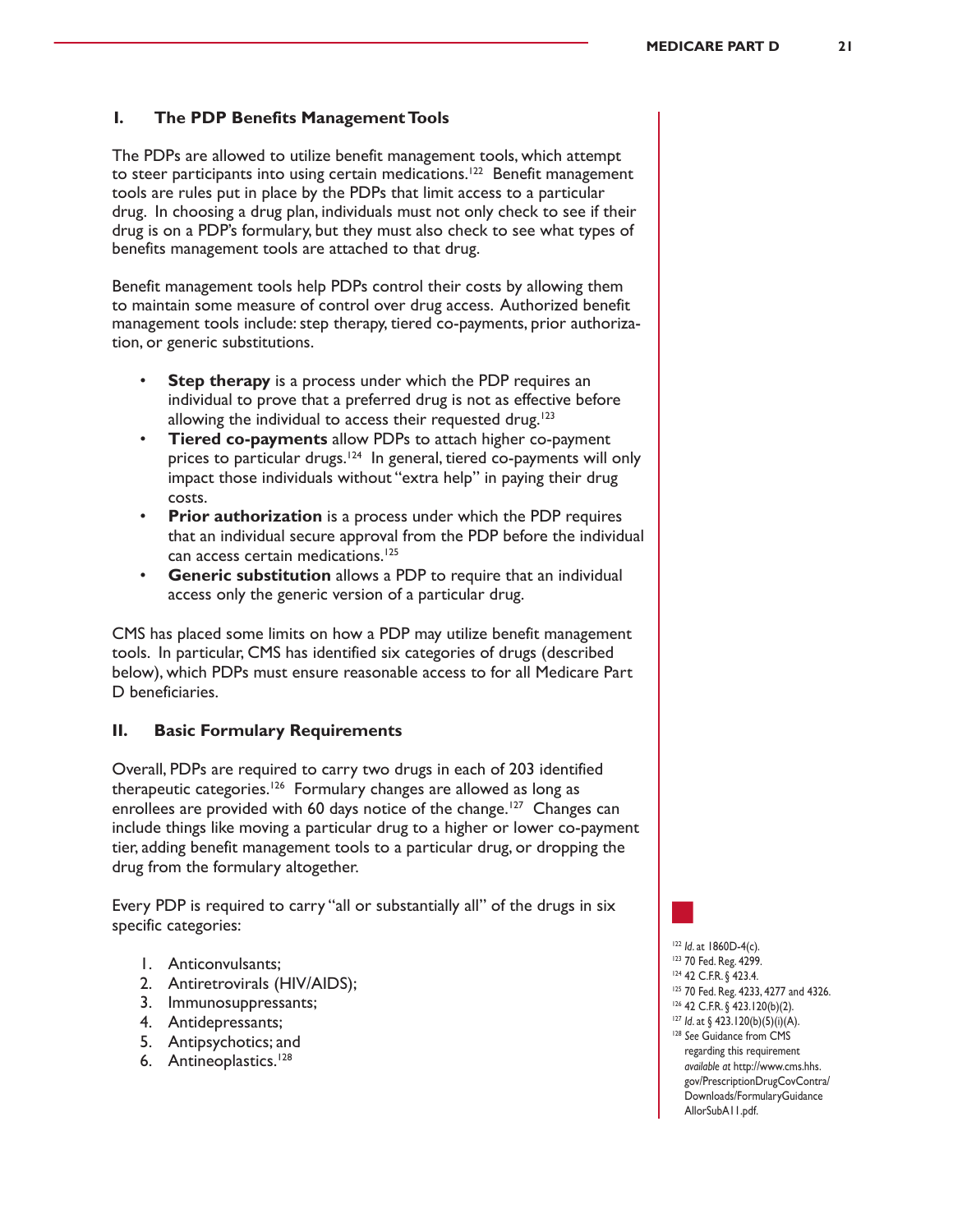## I. The PDP Benefits Management Tools

The PDPs are allowed to utilize benefit management tools, which attempt to steer participants into using certain medications.[122] Benefit management tools are rules put in place by the PDPs that limit access to a particular drug. In choosing a drug plan, individuals must not only check to see if their drug is on a PDP's formulary, but they must also check to see what types of benefits management tools are attached to that drug.

Benefit management tools help PDPs control their costs by allowing them to maintain some measure of control over drug access. Authorized benefit management tools include: step therapy, tiered co-payments, prior authorization, or generic substitutions.

- **Step therapy** is a process under which the PDP requires an individual to prove that a preferred drug is not as effective before allowing the individual to access their requested drug.[123]
- **Tiered co-payments** allow PDPs to attach higher co-payment prices to particular drugs.[124] In general, tiered co-payments will only impact those individuals without "extra help" in paying their drug costs.
- **Prior authorization** is a process under which the PDP requires that an individual secure approval from the PDP before the individual can access certain medications.[125]
- **Generic substitution** allows a PDP to require that an individual access only the generic version of a particular drug.

CMS has placed some limits on how a PDP may utilize benefit management tools. In particular, CMS has identified six categories of drugs (described below), which PDPs must ensure reasonable access to for all Medicare Part D beneficiaries.

## II. Basic Formulary Requirements

Overall, PDPs are required to carry two drugs in each of 203 identified therapeutic categories.[126] Formulary changes are allowed as long as enrollees are provided with 60 days notice of the change.[127] Changes can include things like moving a particular drug to a higher or lower co-payment tier, adding benefit management tools to a particular drug, or dropping the drug from the formulary altogether.

Every PDP is required to carry "all or substantially all" of the drugs in six specific categories:

1. Anticonvulsants;
2. Antiretrovirals (HIV/AIDS);
3. Immunosuppressants;
4. Antidepressants;
5. Antipsychotics; and
6. Antineoplastics.[128]

---

[122] *Id.* at 1860D-4(c).
[123] 70 Fed. Reg. 4299.
[124] 42 C.F.R. § 423.4.
[125] 70 Fed. Reg. 4233, 4277 and 4326.
[126] 42 C.F.R. § 423.120(b)(2).
[127] *Id.* at § 423.120(b)(5)(i)(A).
[128] *See* Guidance from CMS regarding this requirement *available at* http://www.cms.hhs.gov/PrescriptionDrugCovContra/Downloads/FormularyGuidanceAllorSubA11.pdf.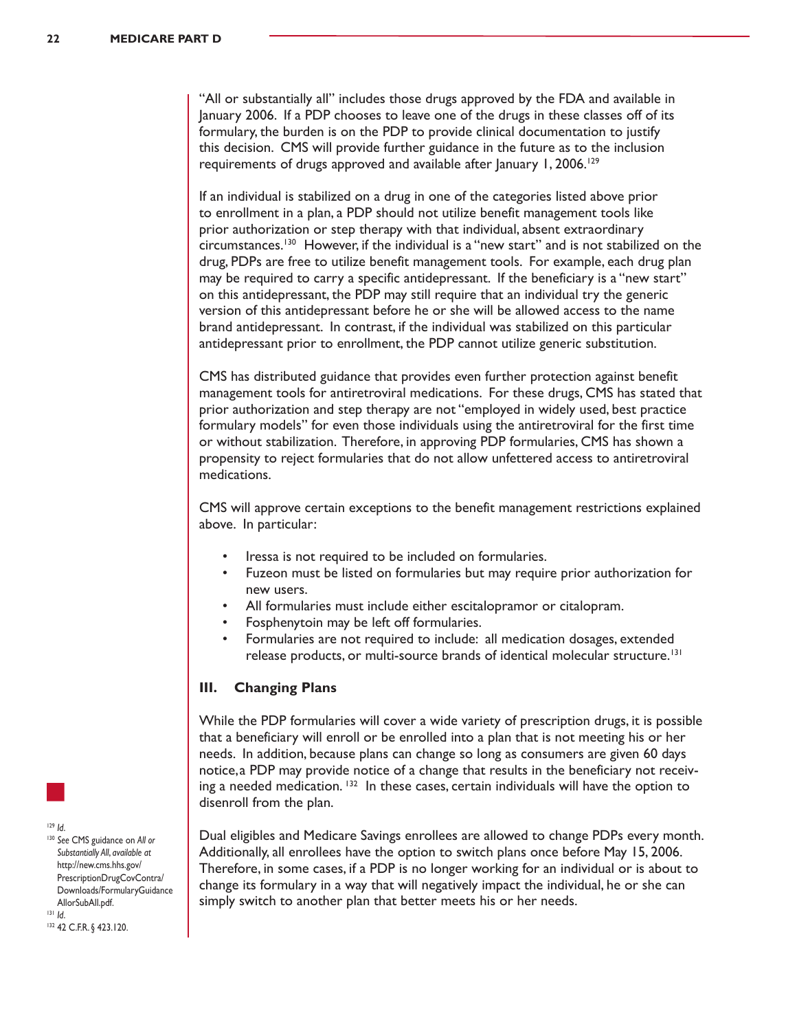"All or substantially all" includes those drugs approved by the FDA and available in January 2006. If a PDP chooses to leave one of the drugs in these classes off of its formulary, the burden is on the PDP to provide clinical documentation to justify this decision. CMS will provide further guidance in the future as to the inclusion requirements of drugs approved and available after January 1, 2006.[129]

If an individual is stabilized on a drug in one of the categories listed above prior to enrollment in a plan, a PDP should not utilize benefit management tools like prior authorization or step therapy with that individual, absent extraordinary circumstances.[130] However, if the individual is a "new start" and is not stabilized on the drug, PDPs are free to utilize benefit management tools. For example, each drug plan may be required to carry a specific antidepressant. If the beneficiary is a "new start" on this antidepressant, the PDP may still require that an individual try the generic version of this antidepressant before he or she will be allowed access to the name brand antidepressant. In contrast, if the individual was stabilized on this particular antidepressant prior to enrollment, the PDP cannot utilize generic substitution.

CMS has distributed guidance that provides even further protection against benefit management tools for antiretroviral medications. For these drugs, CMS has stated that prior authorization and step therapy are not "employed in widely used, best practice formulary models" for even those individuals using the antiretroviral for the first time or without stabilization. Therefore, in approving PDP formularies, CMS has shown a propensity to reject formularies that do not allow unfettered access to antiretroviral medications.

CMS will approve certain exceptions to the benefit management restrictions explained above. In particular:

- Iressa is not required to be included on formularies.
- Fuzeon must be listed on formularies but may require prior authorization for new users.
- All formularies must include either escitalopramor or citalopram.
- Fosphenytoin may be left off formularies.
- Formularies are not required to include: all medication dosages, extended release products, or multi-source brands of identical molecular structure.[131]

### III. Changing Plans

While the PDP formularies will cover a wide variety of prescription drugs, it is possible that a beneficiary will enroll or be enrolled into a plan that is not meeting his or her needs. In addition, because plans can change so long as consumers are given 60 days notice, a PDP may provide notice of a change that results in the beneficiary not receiving a needed medication.[132] In these cases, certain individuals will have the option to disenroll from the plan.

Dual eligibles and Medicare Savings enrollees are allowed to change PDPs every month. Additionally, all enrollees have the option to switch plans once before May 15, 2006. Therefore, in some cases, if a PDP is no longer working for an individual or is about to change its formulary in a way that will negatively impact the individual, he or she can simply switch to another plan that better meets his or her needs.

---

[129] *Id.*

[130] *See* CMS guidance on *All or Substantially All*, *available at* http://new.cms.hhs.gov/PrescriptionDrugCovContra/Downloads/FormularyGuidanceAllorSubAll.pdf.

[131] *Id.*

[132] 42 C.F.R. § 423.120.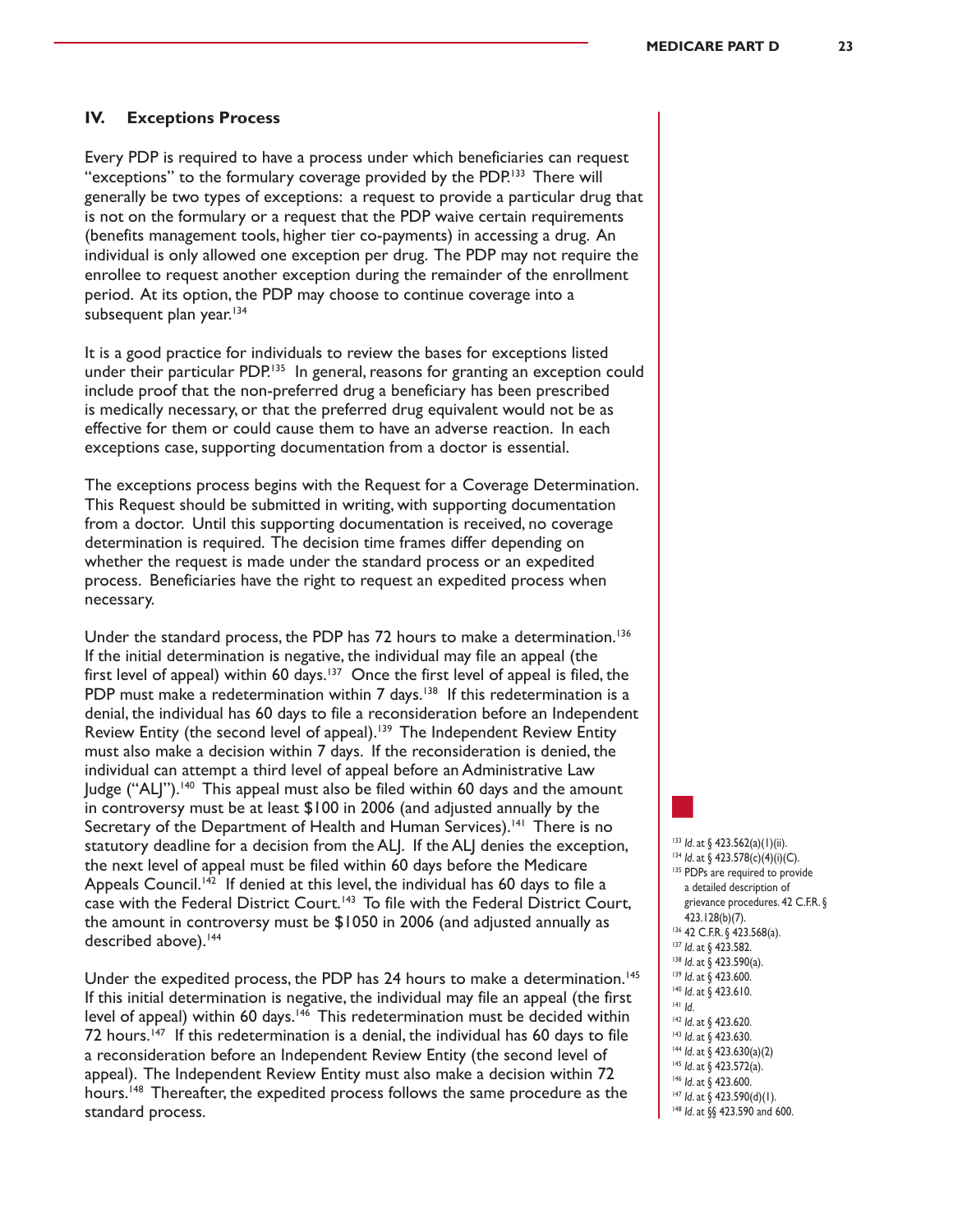## IV. Exceptions Process

Every PDP is required to have a process under which beneficiaries can request "exceptions" to the formulary coverage provided by the PDP.[133] There will generally be two types of exceptions: a request to provide a particular drug that is not on the formulary or a request that the PDP waive certain requirements (benefits management tools, higher tier co-payments) in accessing a drug. An individual is only allowed one exception per drug. The PDP may not require the enrollee to request another exception during the remainder of the enrollment period. At its option, the PDP may choose to continue coverage into a subsequent plan year.[134]

It is a good practice for individuals to review the bases for exceptions listed under their particular PDP.[135] In general, reasons for granting an exception could include proof that the non-preferred drug a beneficiary has been prescribed is medically necessary, or that the preferred drug equivalent would not be as effective for them or could cause them to have an adverse reaction. In each exceptions case, supporting documentation from a doctor is essential.

The exceptions process begins with the Request for a Coverage Determination. This Request should be submitted in writing, with supporting documentation from a doctor. Until this supporting documentation is received, no coverage determination is required. The decision time frames differ depending on whether the request is made under the standard process or an expedited process. Beneficiaries have the right to request an expedited process when necessary.

Under the standard process, the PDP has 72 hours to make a determination.[136] If the initial determination is negative, the individual may file an appeal (the first level of appeal) within 60 days.[137] Once the first level of appeal is filed, the PDP must make a redetermination within 7 days.[138] If this redetermination is a denial, the individual has 60 days to file a reconsideration before an Independent Review Entity (the second level of appeal).[139] The Independent Review Entity must also make a decision within 7 days. If the reconsideration is denied, the individual can attempt a third level of appeal before an Administrative Law Judge ("ALJ").[140] This appeal must also be filed within 60 days and the amount in controversy must be at least $100 in 2006 (and adjusted annually by the Secretary of the Department of Health and Human Services).[141] There is no statutory deadline for a decision from the ALJ. If the ALJ denies the exception, the next level of appeal must be filed within 60 days before the Medicare Appeals Council.[142] If denied at this level, the individual has 60 days to file a case with the Federal District Court.[143] To file with the Federal District Court, the amount in controversy must be $1050 in 2006 (and adjusted annually as described above).[144]

Under the expedited process, the PDP has 24 hours to make a determination.[145] If this initial determination is negative, the individual may file an appeal (the first level of appeal) within 60 days.[146] This redetermination must be decided within 72 hours.[147] If this redetermination is a denial, the individual has 60 days to file a reconsideration before an Independent Review Entity (the second level of appeal). The Independent Review Entity must also make a decision within 72 hours.[148] Thereafter, the expedited process follows the same procedure as the standard process.

---

[133] *Id.* at § 423.562(a)(1)(ii).
[134] *Id.* at § 423.578(c)(4)(i)(C).
[135] PDPs are required to provide a detailed description of grievance procedures. 42 C.F.R. § 423.128(b)(7).
[136] 42 C.F.R. § 423.568(a).
[137] *Id.* at § 423.582.
[138] *Id.* at § 423.590(a).
[139] *Id.* at § 423.600.
[140] *Id.* at § 423.610.
[141] *Id.*
[142] *Id.* at § 423.620.
[143] *Id.* at § 423.630.
[144] *Id.* at § 423.630(a)(2)
[145] *Id.* at § 423.572(a).
[146] *Id.* at § 423.600.
[147] *Id.* at § 423.590(d)(1).
[148] *Id.* at §§ 423.590 and 600.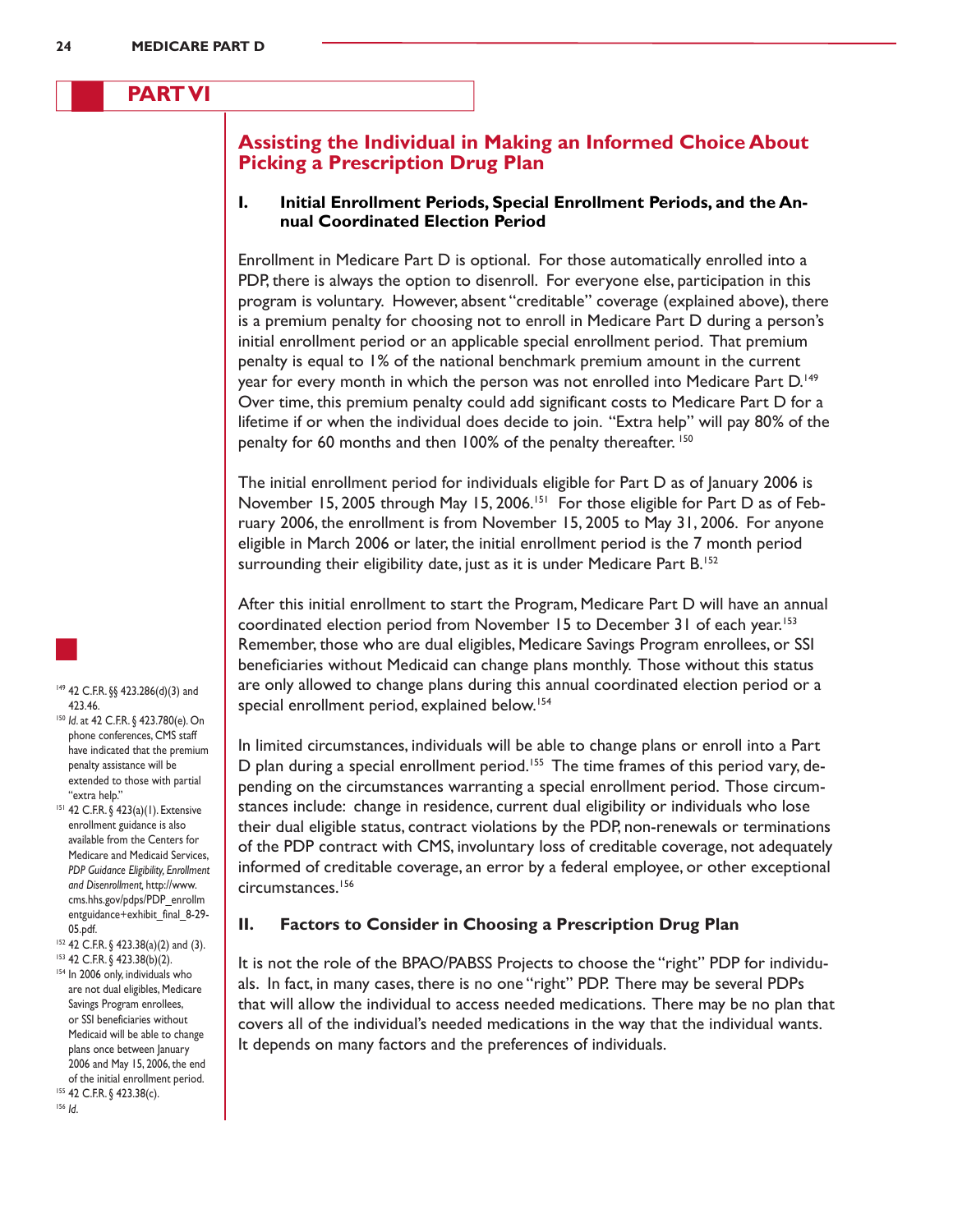## PART VI

# Assisting the Individual in Making an Informed Choice About Picking a Prescription Drug Plan

### I. Initial Enrollment Periods, Special Enrollment Periods, and the Annual Coordinated Election Period

Enrollment in Medicare Part D is optional. For those automatically enrolled into a PDP, there is always the option to disenroll. For everyone else, participation in this program is voluntary. However, absent "creditable" coverage (explained above), there is a premium penalty for choosing not to enroll in Medicare Part D during a person's initial enrollment period or an applicable special enrollment period. That premium penalty is equal to 1% of the national benchmark premium amount in the current year for every month in which the person was not enrolled into Medicare Part D.[149] Over time, this premium penalty could add significant costs to Medicare Part D for a lifetime if or when the individual does decide to join. "Extra help" will pay 80% of the penalty for 60 months and then 100% of the penalty thereafter.[150]

The initial enrollment period for individuals eligible for Part D as of January 2006 is November 15, 2005 through May 15, 2006.[151] For those eligible for Part D as of February 2006, the enrollment is from November 15, 2005 to May 31, 2006. For anyone eligible in March 2006 or later, the initial enrollment period is the 7 month period surrounding their eligibility date, just as it is under Medicare Part B.[152]

After this initial enrollment to start the Program, Medicare Part D will have an annual coordinated election period from November 15 to December 31 of each year.[153] Remember, those who are dual eligibles, Medicare Savings Program enrollees, or SSI beneficiaries without Medicaid can change plans monthly. Those without this status are only allowed to change plans during this annual coordinated election period or a special enrollment period, explained below.[154]

In limited circumstances, individuals will be able to change plans or enroll into a Part D plan during a special enrollment period.[155] The time frames of this period vary, depending on the circumstances warranting a special enrollment period. Those circumstances include: change in residence, current dual eligibility or individuals who lose their dual eligible status, contract violations by the PDP, non-renewals or terminations of the PDP contract with CMS, involuntary loss of creditable coverage, not adequately informed of creditable coverage, an error by a federal employee, or other exceptional circumstances.[156]

### II. Factors to Consider in Choosing a Prescription Drug Plan

It is not the role of the BPAO/PABSS Projects to choose the "right" PDP for individuals. In fact, in many cases, there is no one "right" PDP. There may be several PDPs that will allow the individual to access needed medications. There may be no plan that covers all of the individual's needed medications in the way that the individual wants. It depends on many factors and the preferences of individuals.

---

[149] 42 C.F.R. §§ 423.286(d)(3) and 423.46.

[150] *Id.* at 42 C.F.R. § 423.780(e). On phone conferences, CMS staff have indicated that the premium penalty assistance will be extended to those with partial "extra help."

[151] 42 C.F.R. § 423(a)(1). Extensive enrollment guidance is also available from the Centers for Medicare and Medicaid Services, *PDP Guidance Eligibility, Enrollment and Disenrollment*, http://www.cms.hhs.gov/pdps/PDP_enrollmentguidance+exhibit_final_8-29-05.pdf.

[152] 42 C.F.R. § 423.38(a)(2) and (3).

[153] 42 C.F.R. § 423.38(b)(2).

[154] In 2006 only, individuals who are not dual eligibles, Medicare Savings Program enrollees, or SSI beneficiaries without Medicaid will be able to change plans once between January 2006 and May 15, 2006, the end of the initial enrollment period.

[155] 42 C.F.R. § 423.38(c).

[156] *Id.*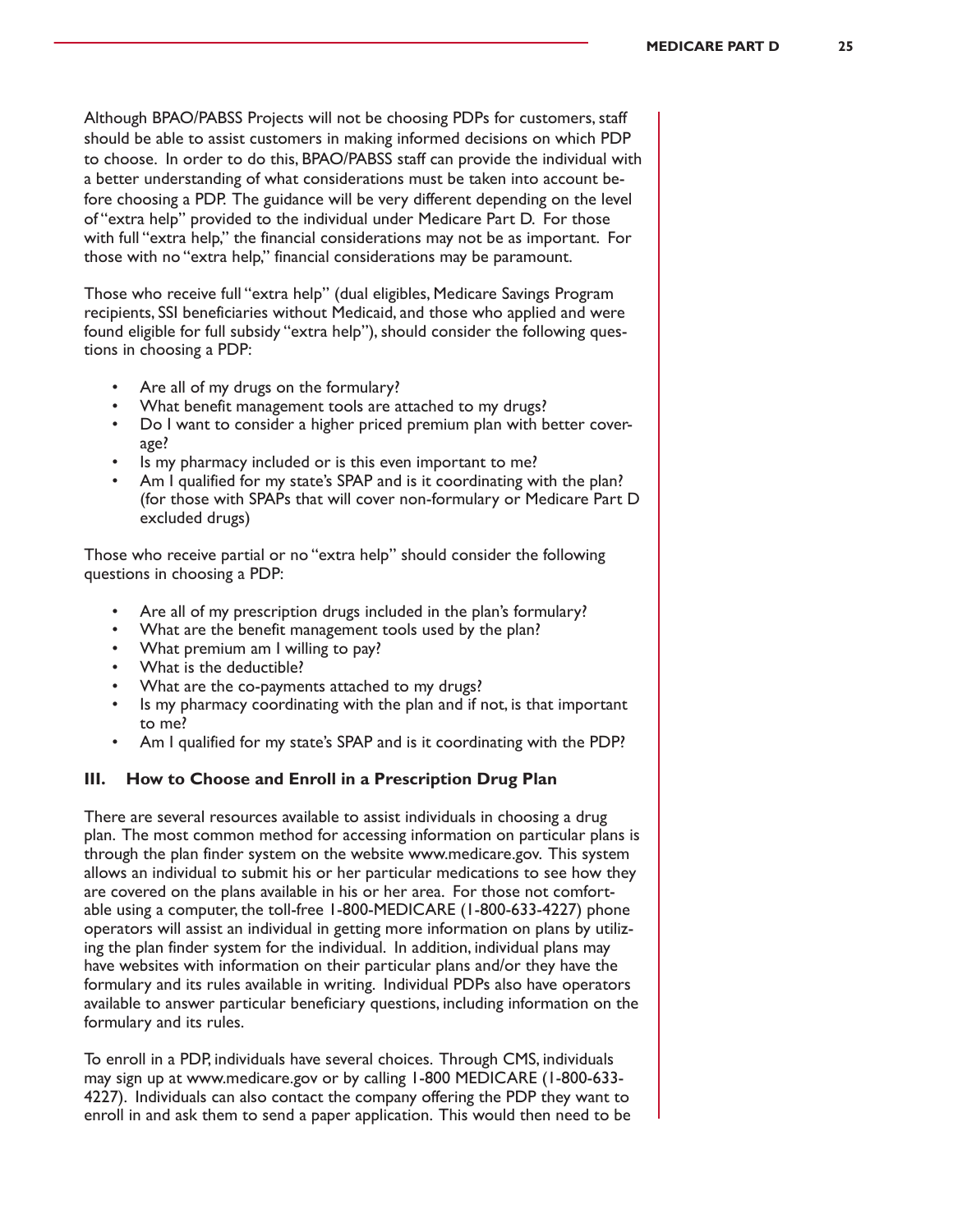Although BPAO/PABSS Projects will not be choosing PDPs for customers, staff should be able to assist customers in making informed decisions on which PDP to choose. In order to do this, BPAO/PABSS staff can provide the individual with a better understanding of what considerations must be taken into account before choosing a PDP. The guidance will be very different depending on the level of "extra help" provided to the individual under Medicare Part D. For those with full "extra help," the financial considerations may not be as important. For those with no "extra help," financial considerations may be paramount.

Those who receive full "extra help" (dual eligibles, Medicare Savings Program recipients, SSI beneficiaries without Medicaid, and those who applied and were found eligible for full subsidy "extra help"), should consider the following questions in choosing a PDP:

- Are all of my drugs on the formulary?
- What benefit management tools are attached to my drugs?
- Do I want to consider a higher priced premium plan with better coverage?
- Is my pharmacy included or is this even important to me?
- Am I qualified for my state's SPAP and is it coordinating with the plan? (for those with SPAPs that will cover non-formulary or Medicare Part D excluded drugs)

Those who receive partial or no "extra help" should consider the following questions in choosing a PDP:

- Are all of my prescription drugs included in the plan's formulary?
- What are the benefit management tools used by the plan?
- What premium am I willing to pay?
- What is the deductible?
- What are the co-payments attached to my drugs?
- Is my pharmacy coordinating with the plan and if not, is that important to me?
- Am I qualified for my state's SPAP and is it coordinating with the PDP?

### III. How to Choose and Enroll in a Prescription Drug Plan

There are several resources available to assist individuals in choosing a drug plan. The most common method for accessing information on particular plans is through the plan finder system on the website www.medicare.gov. This system allows an individual to submit his or her particular medications to see how they are covered on the plans available in his or her area. For those not comfortable using a computer, the toll-free 1-800-MEDICARE (1-800-633-4227) phone operators will assist an individual in getting more information on plans by utilizing the plan finder system for the individual. In addition, individual plans may have websites with information on their particular plans and/or they have the formulary and its rules available in writing. Individual PDPs also have operators available to answer particular beneficiary questions, including information on the formulary and its rules.

To enroll in a PDP, individuals have several choices. Through CMS, individuals may sign up at www.medicare.gov or by calling 1-800 MEDICARE (1-800-633-4227). Individuals can also contact the company offering the PDP they want to enroll in and ask them to send a paper application. This would then need to be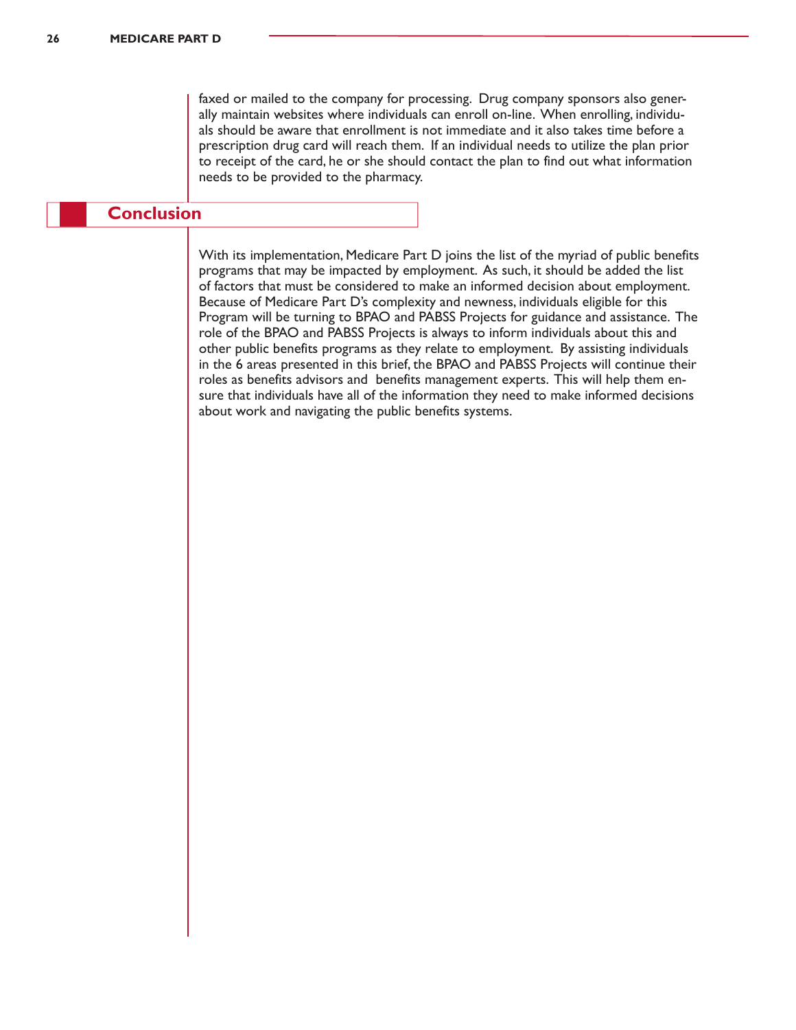faxed or mailed to the company for processing. Drug company sponsors also generally maintain websites where individuals can enroll on-line. When enrolling, individuals should be aware that enrollment is not immediate and it also takes time before a prescription drug card will reach them. If an individual needs to utilize the plan prior to receipt of the card, he or she should contact the plan to find out what information needs to be provided to the pharmacy.

## Conclusion

With its implementation, Medicare Part D joins the list of the myriad of public benefits programs that may be impacted by employment. As such, it should be added the list of factors that must be considered to make an informed decision about employment. Because of Medicare Part D's complexity and newness, individuals eligible for this Program will be turning to BPAO and PABSS Projects for guidance and assistance. The role of the BPAO and PABSS Projects is always to inform individuals about this and other public benefits programs as they relate to employment. By assisting individuals in the 6 areas presented in this brief, the BPAO and PABSS Projects will continue their roles as benefits advisors and benefits management experts. This will help them ensure that individuals have all of the information they need to make informed decisions about work and navigating the public benefits systems.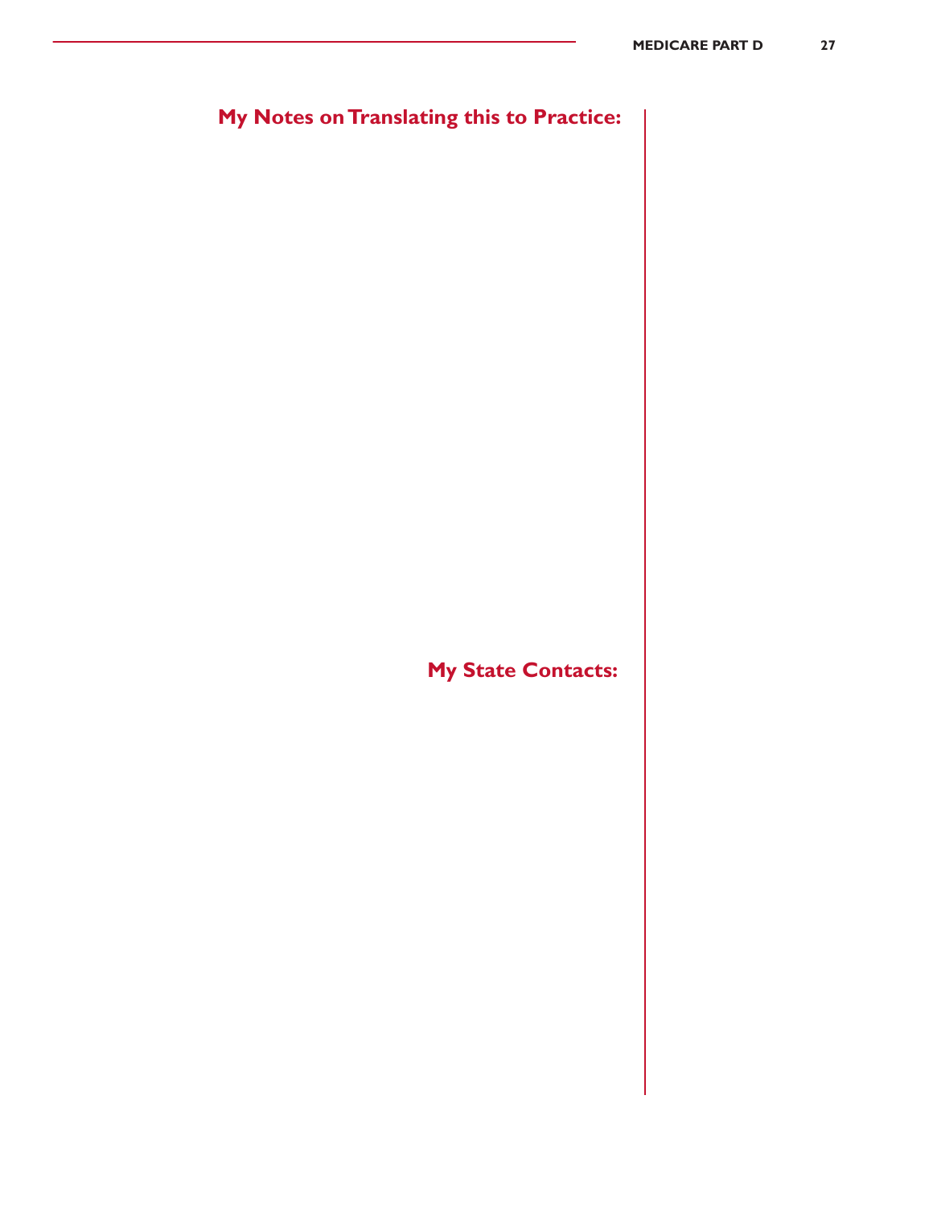## My Notes on Translating this to Practice:

## My State Contacts: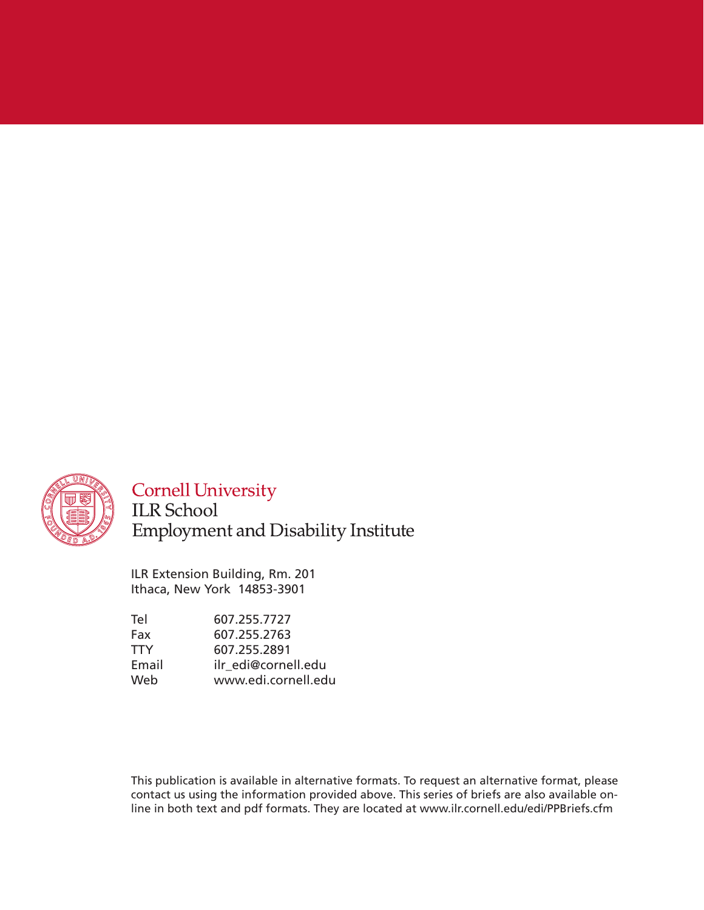Cornell University
ILR School
Employment and Disability Institute

ILR Extension Building, Rm. 201
Ithaca, New York 14853-3901

| | |
|---|---|
| Tel | 607.255.7727 |
| Fax | 607.255.2763 |
| TTY | 607.255.2891 |
| Email | ilr_edi@cornell.edu |
| Web | www.edi.cornell.edu |

This publication is available in alternative formats. To request an alternative format, please contact us using the information provided above. This series of briefs are also available on-line in both text and pdf formats. They are located at www.ilr.cornell.edu/edi/PPBriefs.cfm